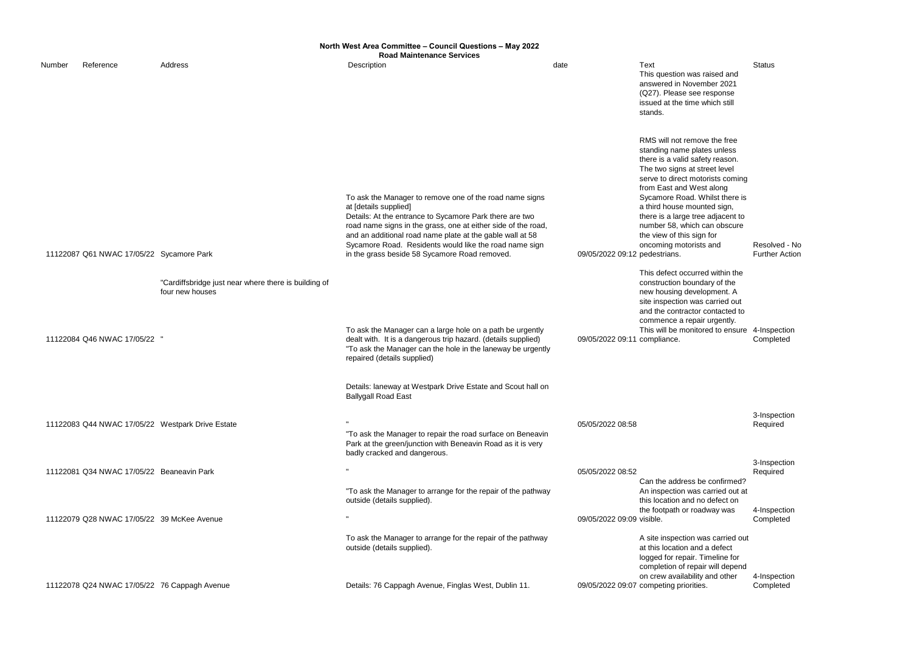# North West Area Committee – Council Questions – May 2022

## Road Maintenance Services

| Number | Reference | Address | Description | date | Text | Status |
|---|---|---|---|---|---|---|
| 11122087 | Q61 NWAC 17/05/22 | Sycamore Park | To ask the Manager to remove one of the road name signs at [details supplied]<br>Details: At the entrance to Sycamore Park there are two road name signs in the grass, one at either side of the road, and an additional road name plate at the gable wall at 58 Sycamore Road. Residents would like the road name sign in the grass beside 58 Sycamore Road removed. | 09/05/2022 09:12 | This question was raised and answered in November 2021 (Q27). Please see response issued at the time which still stands.<br><br>RMS will not remove the free standing name plates unless there is a valid safety reason. The two signs at street level serve to direct motorists coming from East and West along Sycamore Road. Whilst there is a third house mounted sign, there is a large tree adjacent to number 58, which can obscure the view of this sign for oncoming motorists and pedestrians. | Resolved - No Further Action |
| 11122084 | Q46 NWAC 17/05/22 | "Cardiffsbridge just near where there is building of four new houses<br>" | To ask the Manager can a large hole on a path be urgently dealt with. It is a dangerous trip hazard. (details supplied) | 09/05/2022 09:11 | This defect occurred within the construction boundary of the new housing development. A site inspection was carried out and the contractor contacted to commence a repair urgently. This will be monitored to ensure compliance. | 4-Inspection Completed |
| 11122083 | Q44 NWAC 17/05/22 | Westpark Drive Estate | "To ask the Manager can the hole in the laneway be urgently repaired (details supplied)<br><br>Details: laneway at Westpark Drive Estate and Scout hall on Ballygall Road East<br>" | 05/05/2022 08:58 | | 3-Inspection Required |
| 11122081 | Q34 NWAC 17/05/22 | Beaneavin Park | "To ask the Manager to repair the road surface on Beneavin Park at the green/junction with Beneavin Road as it is very badly cracked and dangerous.<br>" | 05/05/2022 08:52 | | 3-Inspection Required |
| 11122079 | Q28 NWAC 17/05/22 | 39 McKee Avenue | "To ask the Manager to arrange for the repair of the pathway outside (details supplied).<br>" | 09/05/2022 09:09 | Can the address be confirmed? An inspection was carried out at this location and no defect on the footpath or roadway was visible. | 4-Inspection Completed |
| 11122078 | Q24 NWAC 17/05/22 | 76 Cappagh Avenue | To ask the Manager to arrange for the repair of the pathway outside (details supplied).<br><br>Details: 76 Cappagh Avenue, Finglas West, Dublin 11. | 09/05/2022 09:07 | A site inspection was carried out at this location and a defect logged for repair. Timeline for completion of repair will depend on crew availability and other competing priorities. | 4-Inspection Completed |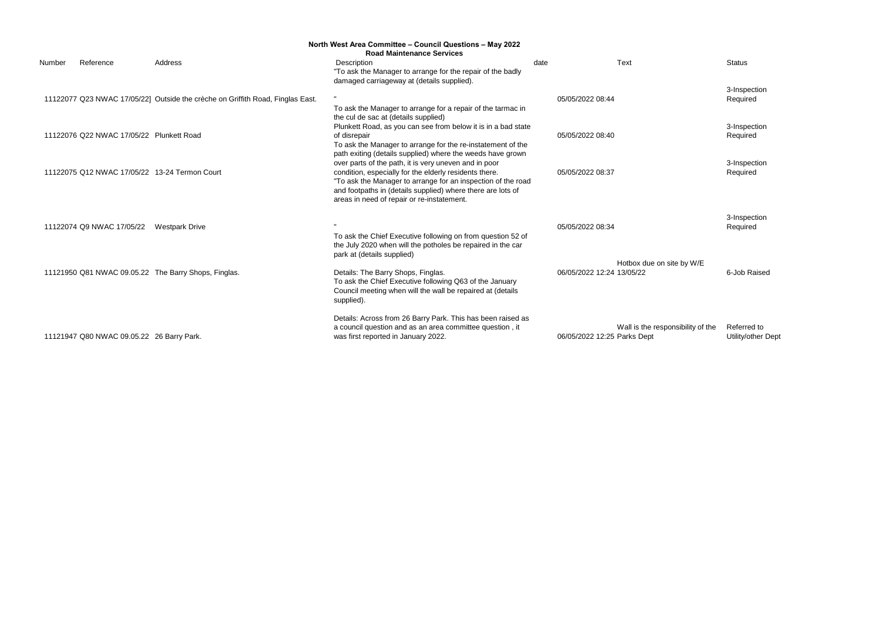**North West Area Committee – Council Questions – May 2022**
**Road Maintenance Services**

| Number | Reference | Address | Description | date | Text | Status |
|---|---|---|---|---|---|---|
| 11122077 | Q23 NWAC 17/05/22] | Outside the crèche on Griffith Road, Finglas East. | "To ask the Manager to arrange for the repair of the badly damaged carriageway at (details supplied). " | 05/05/2022 08:44 | | 3-Inspection Required |
| 11122076 | Q22 NWAC 17/05/22 | Plunkett Road | To ask the Manager to arrange for a repair of the tarmac in the cul de sac at (details supplied) Plunkett Road, as you can see from below it is in a bad state of disrepair | 05/05/2022 08:40 | | 3-Inspection Required |
| 11122075 | Q12 NWAC 17/05/22 | 13-24 Termon Court | To ask the Manager to arrange for the re-instatement of the path exiting (details supplied) where the weeds have grown over parts of the path, it is very uneven and in poor condition, especially for the elderly residents there. | 05/05/2022 08:37 | | 3-Inspection Required |
| 11122074 | Q9 NWAC 17/05/22 | Westpark Drive | "To ask the Manager to arrange for an inspection of the road and footpaths in (details supplied) where there are lots of areas in need of repair or re-instatement. " | 05/05/2022 08:34 | | 3-Inspection Required |
| 11121950 | Q81 NWAC 09.05.22 | The Barry Shops, Finglas. | To ask the Chief Executive following on from question 52 of the July 2020 when will the potholes be repaired in the car park at (details supplied) Details: The Barry Shops, Finglas. | 06/05/2022 12:24 | Hotbox due on site by W/E 13/05/22 | 6-Job Raised |
| 11121947 | Q80 NWAC 09.05.22 | 26 Barry Park. | To ask the Chief Executive following Q63 of the January Council meeting when will the wall be repaired at (details supplied). Details: Across from 26 Barry Park. This has been raised as a council question and as an area committee question , it was first reported in January 2022. | 06/05/2022 12:25 | Wall is the responsibility of the Parks Dept | Referred to Utility/other Dept |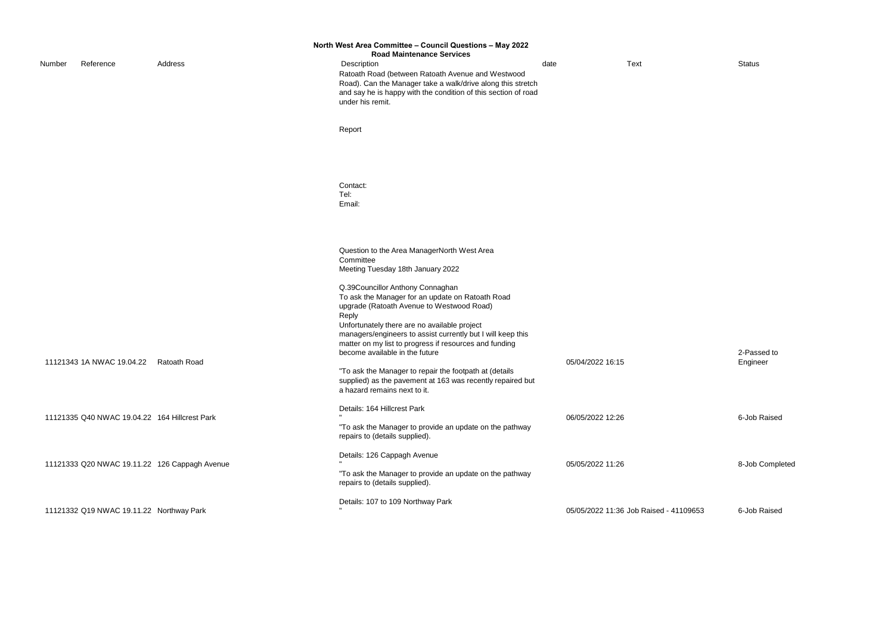**North West Area Committee – Council Questions – May 2022**
**Road Maintenance Services**

| Number | Reference | Address | Description | date | Text | Status |
|---|---|---|---|---|---|---|
| 11121343 | 1A NWAC 19.04.22 | Ratoath Road | Ratoath Road (between Ratoath Avenue and Westwood Road). Can the Manager take a walk/drive along this stretch and say he is happy with the condition of this section of road under his remit.<br><br>Report<br><br>Contact:<br>Tel:<br>Email:<br><br>Question to the Area ManagerNorth West Area Committee<br>Meeting Tuesday 18th January 2022<br><br>Q.39Councillor Anthony Connaghan<br>To ask the Manager for an update on Ratoath Road upgrade (Ratoath Avenue to Westwood Road)<br>Reply<br>Unfortunately there are no available project managers/engineers to assist currently but I will keep this matter on my list to progress if resources and funding become available in the future | 05/04/2022 16:15 | | 2-Passed to Engineer |
| 11121335 | Q40 NWAC 19.04.22 | 164 Hillcrest Park | "To ask the Manager to repair the footpath at (details supplied) as the pavement at 163 was recently repaired but a hazard remains next to it.<br><br>Details: 164 Hillcrest Park<br>" | 06/05/2022 12:26 | | 6-Job Raised |
| 11121333 | Q20 NWAC 19.11.22 | 126 Cappagh Avenue | "To ask the Manager to provide an update on the pathway repairs to (details supplied).<br><br>Details: 126 Cappagh Avenue<br>" | 05/05/2022 11:26 | | 8-Job Completed |
| 11121332 | Q19 NWAC 19.11.22 | Northway Park | "To ask the Manager to provide an update on the pathway repairs to (details supplied).<br><br>Details: 107 to 109 Northway Park<br>" | 05/05/2022 11:36 | Job Raised - 41109653 | 6-Job Raised |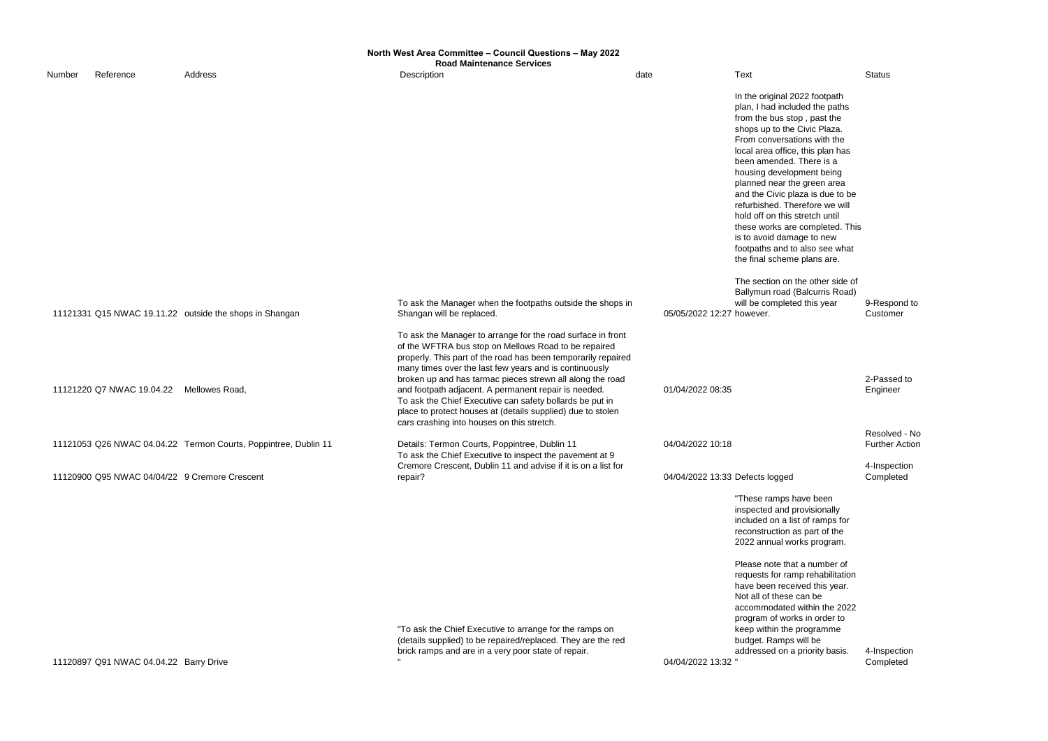## North West Area Committee – Council Questions – May 2022

### Road Maintenance Services

| Number | Reference | Address | Description | date | Text | Status |
|---|---|---|---|---|---|---|
| 11121331 | Q15 NWAC 19.11.22 | outside the shops in Shangan | To ask the Manager when the footpaths outside the shops in Shangan will be replaced. | 05/05/2022 12:27 | In the original 2022 footpath plan, I had included the paths from the bus stop , past the shops up to the Civic Plaza. From conversations with the local area office, this plan has been amended. There is a housing development being planned near the green area and the Civic plaza is due to be refurbished. Therefore we will hold off on this stretch until these works are completed. This is to avoid damage to new footpaths and to also see what the final scheme plans are. The section on the other side of Ballymun road (Balcurris Road) will be completed this year however. | 9-Respond to Customer |
| 11121220 | Q7 NWAC 19.04.22 | Mellowes Road, | To ask the Manager to arrange for the road surface in front of the WFTRA bus stop on Mellows Road to be repaired properly. This part of the road has been temporarily repaired many times over the last few years and is continuously broken up and has tarmac pieces strewn all along the road and footpath adjacent. A permanent repair is needed. | 01/04/2022 08:35 | | 2-Passed to Engineer |
| 11121053 | Q26 NWAC 04.04.22 | Termon Courts, Poppintree, Dublin 11 | To ask the Chief Executive can safety bollards be put in place to protect houses at (details supplied) due to stolen cars crashing into houses on this stretch. Details: Termon Courts, Poppintree, Dublin 11 | 04/04/2022 10:18 | | Resolved - No Further Action |
| 11120900 | Q95 NWAC 04/04/22 | 9 Cremore Crescent | To ask the Chief Executive to inspect the pavement at 9 Cremore Crescent, Dublin 11 and advise if it is on a list for repair? | 04/04/2022 13:33 | Defects logged | 4-Inspection Completed |
| 11120897 | Q91 NWAC 04.04.22 | Barry Drive | "To ask the Chief Executive to arrange for the ramps on (details supplied) to be repaired/replaced. They are the red brick ramps and are in a very poor state of repair. " | 04/04/2022 13:32 | "These ramps have been inspected and provisionally included on a list of ramps for reconstruction as part of the 2022 annual works program. Please note that a number of requests for ramp rehabilitation have been received this year. Not all of these can be accommodated within the 2022 program of works in order to keep within the programme budget. Ramps will be addressed on a priority basis. " | 4-Inspection Completed |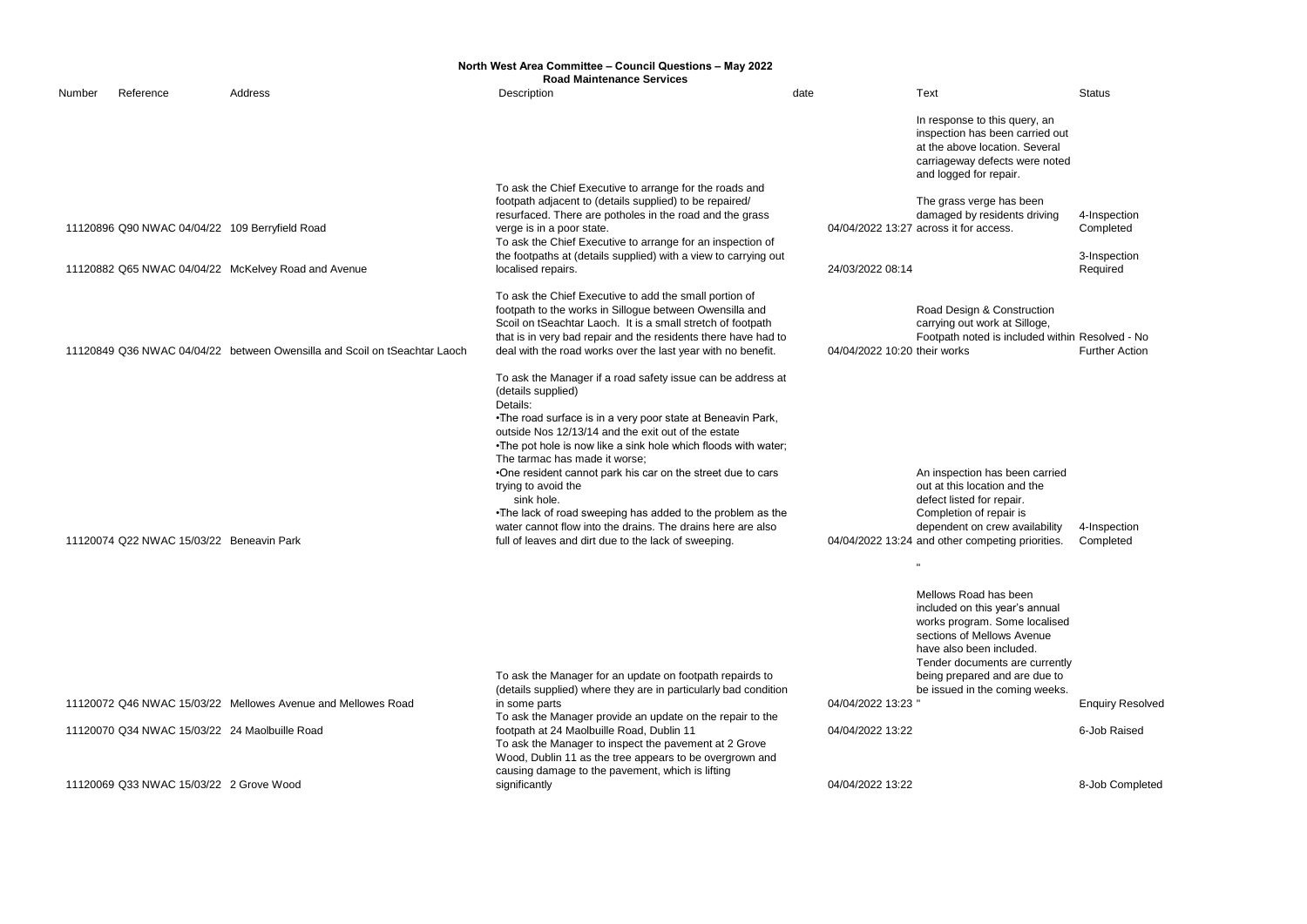**North West Area Committee – Council Questions – May 2022**

**Road Maintenance Services**

| Number | Reference | Address | Description | date | Text | Status |
|---|---|---|---|---|---|---|
| 11120896 | Q90 NWAC 04/04/22 | 109 Berryfield Road | To ask the Chief Executive to arrange for the roads and footpath adjacent to (details supplied) to be repaired/ resurfaced. There are potholes in the road and the grass verge is in a poor state. | 04/04/2022 13:27 | In response to this query, an inspection has been carried out at the above location. Several carriageway defects were noted and logged for repair. The grass verge has been damaged by residents driving across it for access. | 4-Inspection Completed |
| 11120882 | Q65 NWAC 04/04/22 | McKelvey Road and Avenue | To ask the Chief Executive to arrange for an inspection of the footpaths at (details supplied) with a view to carrying out localised repairs. | 24/03/2022 08:14 | | 3-Inspection Required |
| 11120849 | Q36 NWAC 04/04/22 | between Owensilla and Scoil on tSeachtar Laoch | To ask the Chief Executive to add the small portion of footpath to the works in Sillogue between Owensilla and Scoil on tSeachtar Laoch. It is a small stretch of footpath that is in very bad repair and the residents there have had to deal with the road works over the last year with no benefit. | 04/04/2022 10:20 | Road Design & Construction carrying out work at Silloge, Footpath noted is included within their works | Resolved - No Further Action |
| 11120074 | Q22 NWAC 15/03/22 | Beneavin Park | To ask the Manager if a road safety issue can be address at (details supplied)<br>Details:<br>•The road surface is in a very poor state at Beneavin Park, outside Nos 12/13/14 and the exit out of the estate<br>•The pot hole is now like a sink hole which floods with water; The tarmac has made it worse;<br>•One resident cannot park his car on the street due to cars trying to avoid the sink hole.<br>•The lack of road sweeping has added to the problem as the water cannot flow into the drains. The drains here are also full of leaves and dirt due to the lack of sweeping. | 04/04/2022 13:24 | An inspection has been carried out at this location and the defect listed for repair. Completion of repair is dependent on crew availability and other competing priorities. | 4-Inspection Completed |
| 11120072 | Q46 NWAC 15/03/22 | Mellowes Avenue and Mellowes Road | To ask the Manager for an update on footpath repairds to (details supplied) where they are in particularly bad condition in some parts | 04/04/2022 13:23 | " Mellows Road has been included on this year's annual works program. Some localised sections of Mellows Avenue have also been included. Tender documents are currently being prepared and are due to be issued in the coming weeks. " | Enquiry Resolved |
| 11120070 | Q34 NWAC 15/03/22 | 24 Maolbuille Road | To ask the Manager provide an update on the repair to the footpath at 24 Maolbuille Road, Dublin 11 | 04/04/2022 13:22 | | 6-Job Raised |
| 11120069 | Q33 NWAC 15/03/22 | 2 Grove Wood | To ask the Manager to inspect the pavement at 2 Grove Wood, Dublin 11 as the tree appears to be overgrown and causing damage to the pavement, which is lifting significantly | 04/04/2022 13:22 | | 8-Job Completed |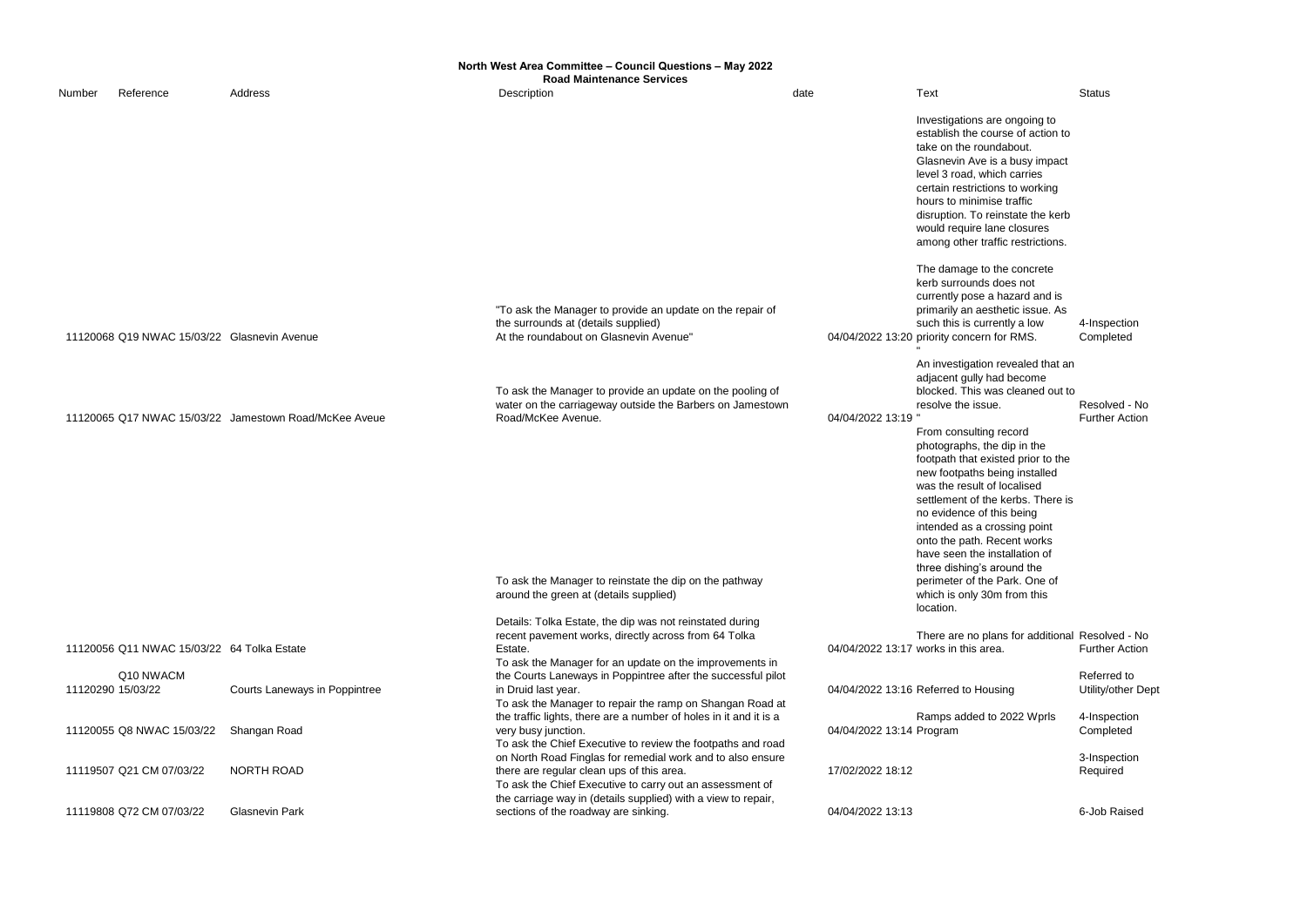# North West Area Committee – Council Questions – May 2022

## Road Maintenance Services

| Number | Reference | Address | Description | date | Text | Status |
|---|---|---|---|---|---|---|
| 11120068 | Q19 NWAC 15/03/22 | Glasnevin Avenue | "To ask the Manager to provide an update on the repair of the surrounds at (details supplied) At the roundabout on Glasnevin Avenue" | 04/04/2022 13:20 | Investigations are ongoing to establish the course of action to take on the roundabout. Glasnevin Ave is a busy impact level 3 road, which carries certain restrictions to working hours to minimise traffic disruption. To reinstate the kerb would require lane closures among other traffic restrictions. The damage to the concrete kerb surrounds does not currently pose a hazard and is primarily an aesthetic issue. As such this is currently a low priority concern for RMS. " | 4-Inspection Completed |
| 11120065 | Q17 NWAC 15/03/22 | Jamestown Road/McKee Aveue | To ask the Manager to provide an update on the pooling of water on the carriageway outside the Barbers on Jamestown Road/McKee Avenue. | 04/04/2022 13:19 | An investigation revealed that an adjacent gully had become blocked. This was cleaned out to resolve the issue. " | Resolved - No Further Action |
| 11120056 | Q11 NWAC 15/03/22 | 64 Tolka Estate | To ask the Manager to reinstate the dip on the pathway around the green at (details supplied) Details: Tolka Estate, the dip was not reinstated during recent pavement works, directly across from 64 Tolka Estate. | 04/04/2022 13:17 | From consulting record photographs, the dip in the footpath that existed prior to the new footpaths being installed was the result of localised settlement of the kerbs. There is no evidence of this being intended as a crossing point onto the path. Recent works have seen the installation of three dishing's around the perimeter of the Park. One of which is only 30m from this location. There are no plans for additional works in this area. | Resolved - No Further Action |
| 11120290 | Q10 NWACM 15/03/22 | Courts Laneways in Poppintree | To ask the Manager for an update on the improvements in the Courts Laneways in Poppintree after the successful pilot in Druid last year. | 04/04/2022 13:16 | Referred to Housing | Referred to Utility/other Dept |
| 11120055 | Q8 NWAC 15/03/22 | Shangan Road | To ask the Manager to repair the ramp on Shangan Road at the traffic lights, there are a number of holes in it and it is a very busy junction. | 04/04/2022 13:14 | Ramps added to 2022 Wprls Program | 4-Inspection Completed |
| 11119507 | Q21 CM 07/03/22 | NORTH ROAD | To ask the Chief Executive to review the footpaths and road on North Road Finglas for remedial work and to also ensure there are regular clean ups of this area. | 17/02/2022 18:12 | | 3-Inspection Required |
| 11119808 | Q72 CM 07/03/22 | Glasnevin Park | To ask the Chief Executive to carry out an assessment of the carriage way in (details supplied) with a view to repair, sections of the roadway are sinking. | 04/04/2022 13:13 | | 6-Job Raised |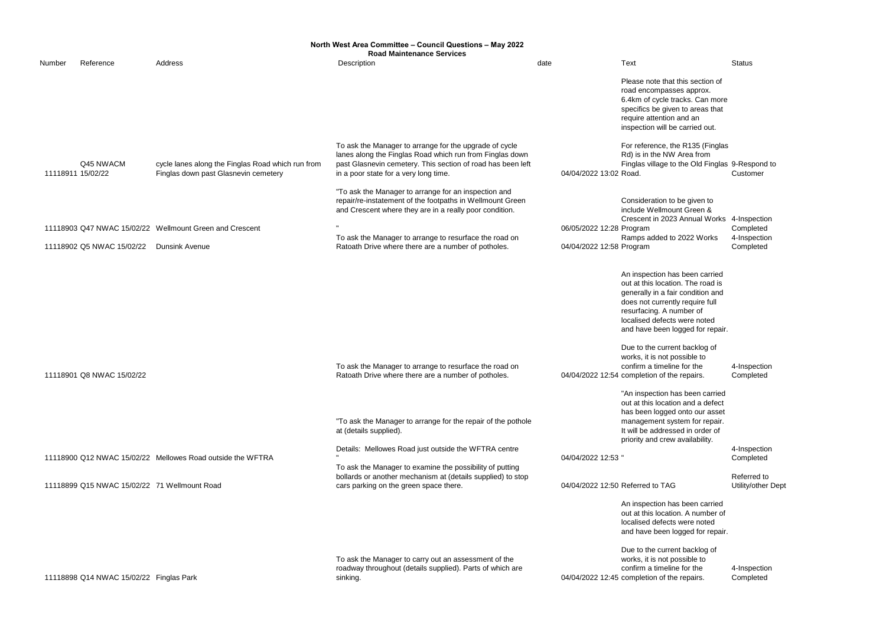**North West Area Committee – Council Questions – May 2022**
**Road Maintenance Services**

| Number | Reference | Address | Description | date | Text | Status |
|---|---|---|---|---|---|---|
| 11118911 | Q45 NWACM 15/02/22 | cycle lanes along the Finglas Road which run from Finglas down past Glasnevin cemetery | To ask the Manager to arrange for the upgrade of cycle lanes along the Finglas Road which run from Finglas down past Glasnevin cemetery. This section of road has been left in a poor state for a very long time. | 04/04/2022 13:02 | Please note that this section of road encompasses approx. 6.4km of cycle tracks. Can more specifics be given to areas that require attention and an inspection will be carried out. For reference, the R135 (Finglas Rd) is in the NW Area from Finglas village to the Old Finglas Road. | 9-Respond to Customer |
| 11118903 | Q47 NWAC 15/02/22 | Wellmount Green and Crescent | "To ask the Manager to arrange for an inspection and repair/re-instatement of the footpaths in Wellmount Green and Crescent where they are in a really poor condition. " | 06/05/2022 12:28 | Consideration to be given to include Wellmount Green & Crescent in 2023 Annual Works Program | 4-Inspection Completed |
| 11118902 | Q5 NWAC 15/02/22 | Dunsink Avenue | To ask the Manager to arrange to resurface the road on Ratoath Drive where there are a number of potholes. | 04/04/2022 12:58 | Ramps added to 2022 Works Program | 4-Inspection Completed |
| 11118901 | Q8 NWAC 15/02/22 | | To ask the Manager to arrange to resurface the road on Ratoath Drive where there are a number of potholes. | 04/04/2022 12:54 | An inspection has been carried out at this location. The road is generally in a fair condition and does not currently require full resurfacing. A number of localised defects were noted and have been logged for repair. Due to the current backlog of works, it is not possible to confirm a timeline for the completion of the repairs. | 4-Inspection Completed |
| 11118900 | Q12 NWAC 15/02/22 | Mellowes Road outside the WFTRA | "To ask the Manager to arrange for the repair of the pothole at (details supplied). Details: Mellowes Road just outside the WFTRA centre " | 04/04/2022 12:53 | "An inspection has been carried out at this location and a defect has been logged onto our asset management system for repair. It will be addressed in order of priority and crew availability. " | 4-Inspection Completed |
| 11118899 | Q15 NWAC 15/02/22 | 71 Wellmount Road | To ask the Manager to examine the possibility of putting bollards or another mechanism at (details supplied) to stop cars parking on the green space there. | 04/04/2022 12:50 | Referred to TAG | Referred to Utility/other Dept |
| 11118898 | Q14 NWAC 15/02/22 | Finglas Park | To ask the Manager to carry out an assessment of the roadway throughout (details supplied). Parts of which are sinking. | 04/04/2022 12:45 | An inspection has been carried out at this location. A number of localised defects were noted and have been logged for repair. Due to the current backlog of works, it is not possible to confirm a timeline for the completion of the repairs. | 4-Inspection Completed |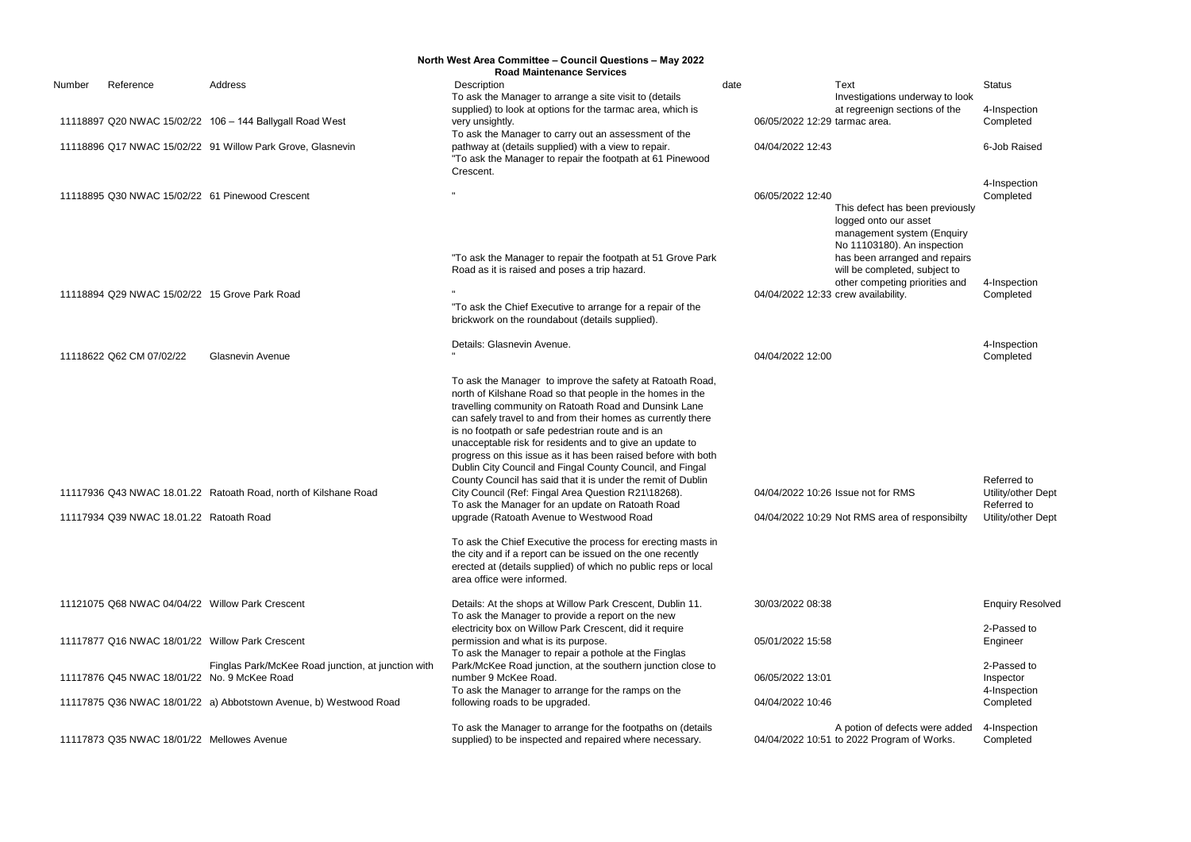**North West Area Committee – Council Questions – May 2022**
**Road Maintenance Services**

| Number | Reference | Address | Description | date | Text | Status |
|---|---|---|---|---|---|---|
| 11118897 | Q20 NWAC 15/02/22 | 106 – 144 Ballygall Road West | To ask the Manager to arrange a site visit to (details supplied) to look at options for the tarmac area, which is very unsightly. | 06/05/2022 12:29 | Investigations underway to look at regreenign sections of the tarmac area. | 4-Inspection Completed |
| 11118896 | Q17 NWAC 15/02/22 | 91 Willow Park Grove, Glasnevin | To ask the Manager to carry out an assessment of the pathway at (details supplied) with a view to repair. | 04/04/2022 12:43 | | 6-Job Raised |
| 11118895 | Q30 NWAC 15/02/22 | 61 Pinewood Crescent | "To ask the Manager to repair the footpath at 61 Pinewood Crescent. " | 06/05/2022 12:40 | | 4-Inspection Completed |
| 11118894 | Q29 NWAC 15/02/22 | 15 Grove Park Road | "To ask the Manager to repair the footpath at 51 Grove Park Road as it is raised and poses a trip hazard. " | 04/04/2022 12:33 | This defect has been previously logged onto our asset management system (Enquiry No 11103180). An inspection has been arranged and repairs will be completed, subject to other competing priorities and crew availability. | 4-Inspection Completed |
| 11118622 | Q62 CM 07/02/22 | Glasnevin Avenue | "To ask the Chief Executive to arrange for a repair of the brickwork on the roundabout (details supplied). Details: Glasnevin Avenue. " | 04/04/2022 12:00 | | 4-Inspection Completed |
| 11117936 | Q43 NWAC 18.01.22 | Ratoath Road, north of Kilshane Road | To ask the Manager to improve the safety at Ratoath Road, north of Kilshane Road so that people in the homes in the travelling community on Ratoath Road and Dunsink Lane can safely travel to and from their homes as currently there is no footpath or safe pedestrian route and is an unacceptable risk for residents and to give an update to progress on this issue as it has been raised before with both Dublin City Council and Fingal County Council, and Fingal County Council has said that it is under the remit of Dublin City Council (Ref: Fingal Area Question R21\18268). | 04/04/2022 10:26 | Issue not for RMS | Referred to Utility/other Dept |
| 11117934 | Q39 NWAC 18.01.22 | Ratoath Road | To ask the Manager for an update on Ratoath Road upgrade (Ratoath Avenue to Westwood Road | 04/04/2022 10:29 | Not RMS area of responsibilty | Referred to Utility/other Dept |
| 11121075 | Q68 NWAC 04/04/22 | Willow Park Crescent | To ask the Chief Executive the process for erecting masts in the city and if a report can be issued on the one recently erected at (details supplied) of which no public reps or local area office were informed. Details: At the shops at Willow Park Crescent, Dublin 11. | 30/03/2022 08:38 | | Enquiry Resolved |
| 11117877 | Q16 NWAC 18/01/22 | Willow Park Crescent | To ask the Manager to provide a report on the new electricity box on Willow Park Crescent, did it require permission and what is its purpose. | 05/01/2022 15:58 | | 2-Passed to Engineer |
| 11117876 | Q45 NWAC 18/01/22 | Finglas Park/McKee Road junction, at junction with No. 9 McKee Road | To ask the Manager to repair a pothole at the Finglas Park/McKee Road junction, at the southern junction close to number 9 McKee Road. | 06/05/2022 13:01 | | 2-Passed to Inspector |
| 11117875 | Q36 NWAC 18/01/22 | a) Abbotstown Avenue, b) Westwood Road | To ask the Manager to arrange for the ramps on the following roads to be upgraded. | 04/04/2022 10:46 | | 4-Inspection Completed |
| 11117873 | Q35 NWAC 18/01/22 | Mellowes Avenue | To ask the Manager to arrange for the footpaths on (details supplied) to be inspected and repaired where necessary. | 04/04/2022 10:51 | A potion of defects were added to 2022 Program of Works. | 4-Inspection Completed |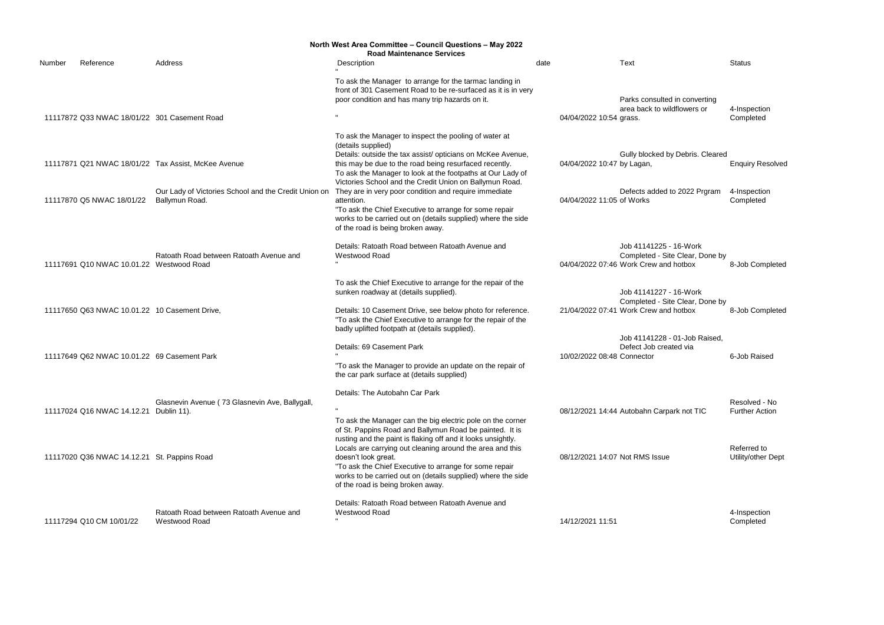**North West Area Committee – Council Questions – May 2022**

**Road Maintenance Services**

| Number | Reference | Address | Description | date | Text | Status |
|---|---|---|---|---|---|---|
| 11117872 | Q33 NWAC 18/01/22 | 301 Casement Road | " To ask the Manager to arrange for the tarmac landing in front of 301 Casement Road to be re-surfaced as it is in very poor condition and has many trip hazards on it. " | 04/04/2022 10:54 | Parks consulted in converting area back to wildflowers or grass. | 4-Inspection Completed |
| 11117871 | Q21 NWAC 18/01/22 | Tax Assist, McKee Avenue | To ask the Manager to inspect the pooling of water at (details supplied) Details: outside the tax assist/ opticians on McKee Avenue, this may be due to the road being resurfaced recently. | 04/04/2022 10:47 | Gully blocked by Debris. Cleared by Lagan, | Enquiry Resolved |
| 11117870 | Q5 NWAC 18/01/22 | Our Lady of Victories School and the Credit Union on Ballymun Road. | To ask the Manager to look at the footpaths at Our Lady of Victories School and the Credit Union on Ballymun Road. They are in very poor condition and require immediate attention. | 04/04/2022 11:05 | Defects added to 2022 Prgram of Works | 4-Inspection Completed |
| 11117691 | Q10 NWAC 10.01.22 | Ratoath Road between Ratoath Avenue and Westwood Road | "To ask the Chief Executive to arrange for some repair works to be carried out on (details supplied) where the side of the road is being broken away. Details: Ratoath Road between Ratoath Avenue and Westwood Road " | 04/04/2022 07:46 | Job 41141225 - 16-Work Completed - Site Clear, Done by Work Crew and hotbox | 8-Job Completed |
| 11117650 | Q63 NWAC 10.01.22 | 10 Casement Drive, | To ask the Chief Executive to arrange for the repair of the sunken roadway at (details supplied). Details: 10 Casement Drive, see below photo for reference. | 21/04/2022 07:41 | Job 41141227 - 16-Work Completed - Site Clear, Done by Work Crew and hotbox | 8-Job Completed |
| 11117649 | Q62 NWAC 10.01.22 | 69 Casement Park | "To ask the Chief Executive to arrange for the repair of the badly uplifted footpath at (details supplied). Details: 69 Casement Park " | 10/02/2022 08:48 | Job 41141228 - 01-Job Raised, Defect Job created via Connector | 6-Job Raised |
| 11117024 | Q16 NWAC 14.12.21 | Glasnevin Avenue ( 73 Glasnevin Ave, Ballygall, Dublin 11). | "To ask the Manager to provide an update on the repair of the car park surface at (details supplied) Details: The Autobahn Car Park " | 08/12/2021 14:44 | Autobahn Carpark not TIC | Resolved - No Further Action |
| 11117020 | Q36 NWAC 14.12.21 | St. Pappins Road | To ask the Manager can the big electric pole on the corner of St. Pappins Road and Ballymun Road be painted. It is rusting and the paint is flaking off and it looks unsightly. Locals are carrying out cleaning around the area and this doesn't look great. | 08/12/2021 14:07 | Not RMS Issue | Referred to Utility/other Dept |
| 11117294 | Q10 CM 10/01/22 | Ratoath Road between Ratoath Avenue and Westwood Road | "To ask the Chief Executive to arrange for some repair works to be carried out on (details supplied) where the side of the road is being broken away. Details: Ratoath Road between Ratoath Avenue and Westwood Road " | 14/12/2021 11:51 | | 4-Inspection Completed |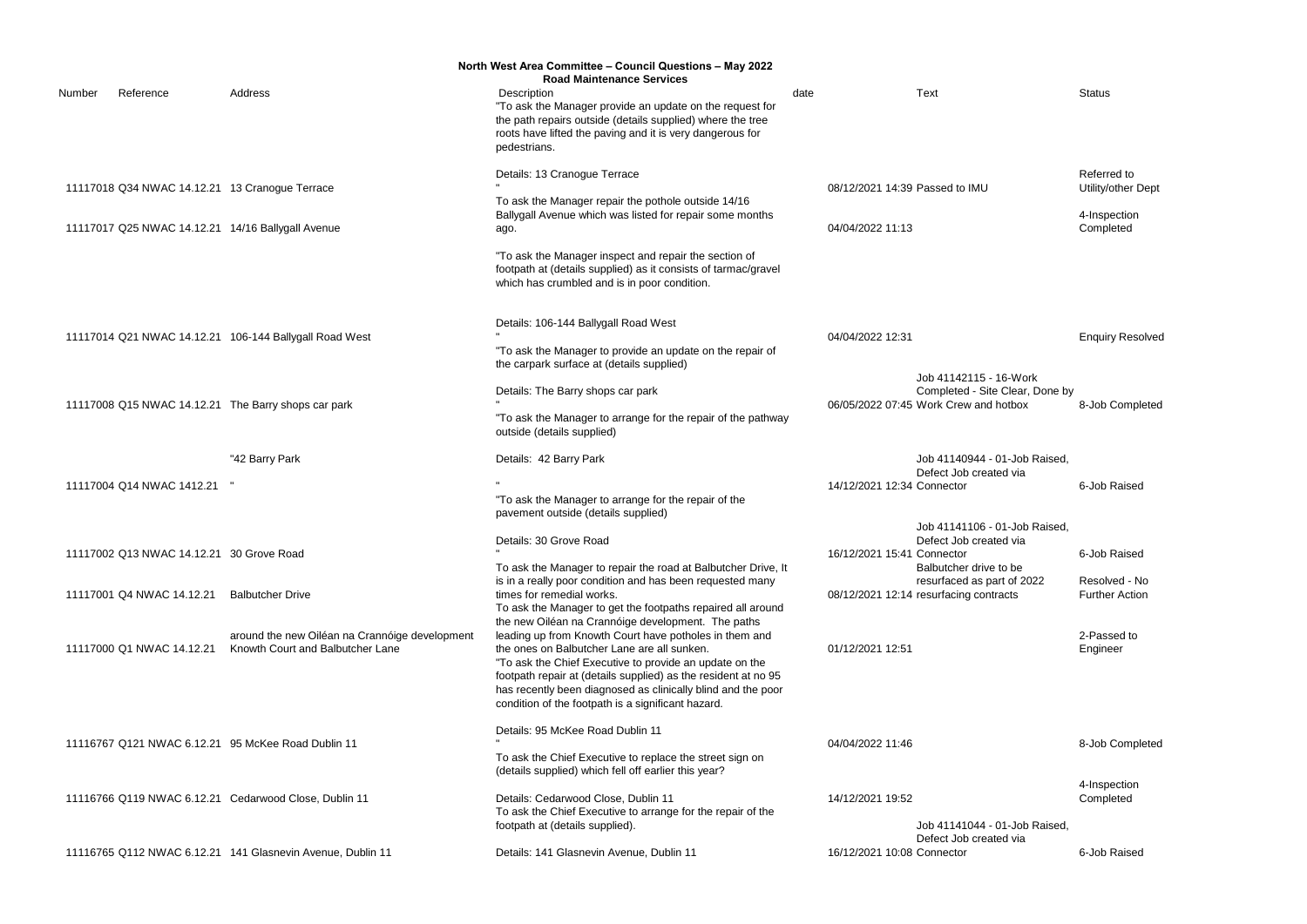**North West Area Committee – Council Questions – May 2022**

**Road Maintenance Services**

| Number | Reference | Address | Description | date | Text | Status |
|---|---|---|---|---|---|---|
| 11117018 | Q34 NWAC 14.12.21 | 13 Cranogue Terrace | "To ask the Manager provide an update on the request for the path repairs outside (details supplied) where the tree roots have lifted the paving and it is very dangerous for pedestrians. Details: 13 Cranogue Terrace " | 08/12/2021 14:39 | Passed to IMU | Referred to Utility/other Dept |
| 11117017 | Q25 NWAC 14.12.21 | 14/16 Ballygall Avenue | To ask the Manager repair the pothole outside 14/16 Ballygall Avenue which was listed for repair some months ago. | 04/04/2022 11:13 | | 4-Inspection Completed |
| 11117014 | Q21 NWAC 14.12.21 | 106-144 Ballygall Road West | "To ask the Manager inspect and repair the section of footpath at (details supplied) as it consists of tarmac/gravel which has crumbled and is in poor condition. Details: 106-144 Ballygall Road West " | 04/04/2022 12:31 | | Enquiry Resolved |
| 11117008 | Q15 NWAC 14.12.21 | The Barry shops car park | "To ask the Manager to provide an update on the repair of the carpark surface at (details supplied) Details: The Barry shops car park " | 06/05/2022 07:45 | Job 41142115 - 16-Work Completed - Site Clear, Done by Work Crew and hotbox | 8-Job Completed |
| 11117004 | Q14 NWAC 1412.21 | "42 Barry Park " | "To ask the Manager to arrange for the repair of the pathway outside (details supplied) Details: 42 Barry Park " | 14/12/2021 12:34 | Job 41140944 - 01-Job Raised, Defect Job created via Connector | 6-Job Raised |
| 11117002 | Q13 NWAC 14.12.21 | 30 Grove Road | "To ask the Manager to arrange for the repair of the pavement outside (details supplied) Details: 30 Grove Road " | 16/12/2021 15:41 | Job 41141106 - 01-Job Raised, Defect Job created via Connector | 6-Job Raised |
| 11117001 | Q4 NWAC 14.12.21 | Balbutcher Drive | To ask the Manager to repair the road at Balbutcher Drive, It is in a really poor condition and has been requested many times for remedial works. | 08/12/2021 12:14 | Balbutcher drive to be resurfaced as part of 2022 resurfacing contracts | Resolved - No Further Action |
| 11117000 | Q1 NWAC 14.12.21 | around the new Oiléan na Crannóige development Knowth Court and Balbutcher Lane | To ask the Manager to get the footpaths repaired all around the new Oiléan na Crannóige development. The paths leading up from Knowth Court have potholes in them and the ones on Balbutcher Lane are all sunken. | 01/12/2021 12:51 | | 2-Passed to Engineer |
| 11116767 | Q121 NWAC 6.12.21 | 95 McKee Road Dublin 11 | "To ask the Chief Executive to provide an update on the footpath repair at (details supplied) as the resident at no 95 has recently been diagnosed as clinically blind and the poor condition of the footpath is a significant hazard. Details: 95 McKee Road Dublin 11 " | 04/04/2022 11:46 | | 8-Job Completed |
| 11116766 | Q119 NWAC 6.12.21 | Cedarwood Close, Dublin 11 | To ask the Chief Executive to replace the street sign on (details supplied) which fell off earlier this year? Details: Cedarwood Close, Dublin 11 | 14/12/2021 19:52 | | 4-Inspection Completed |
| 11116765 | Q112 NWAC 6.12.21 | 141 Glasnevin Avenue, Dublin 11 | To ask the Chief Executive to arrange for the repair of the footpath at (details supplied). Details: 141 Glasnevin Avenue, Dublin 11 | 16/12/2021 10:08 | Job 41141044 - 01-Job Raised, Defect Job created via Connector | 6-Job Raised |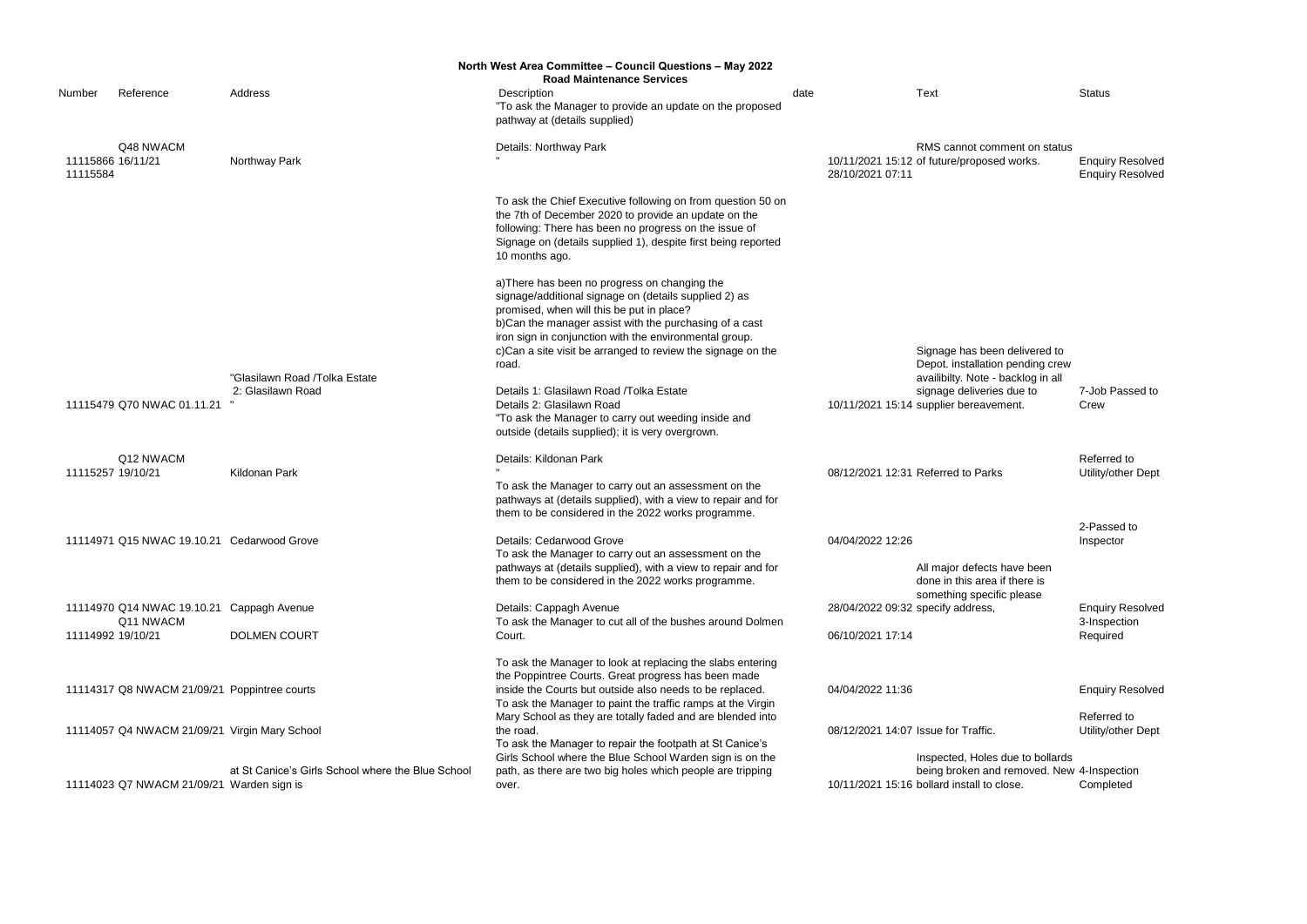# North West Area Committee – Council Questions – May 2022

## Road Maintenance Services

| Number | Reference | Address | Description | date | Text | Status |
|---|---|---|---|---|---|---|
| 11115866 | Q48 NWACM 16/11/21 | Northway Park | "To ask the Manager to provide an update on the proposed pathway at (details supplied)<br><br>Details: Northway Park<br>" | 10/11/2021 15:12 | RMS cannot comment on status of future/proposed works. | Enquiry Resolved |
| 11115584 | | | | 28/10/2021 07:11 | | Enquiry Resolved |
| 11115479 | Q70 NWAC 01.11.21 | "Glasilawn Road /Tolka Estate<br>2: Glasilawn Road<br>" | To ask the Chief Executive following on from question 50 on the 7th of December 2020 to provide an update on the following: There has been no progress on the issue of Signage on (details supplied 1), despite first being reported 10 months ago.<br><br>a)There has been no progress on changing the signage/additional signage on (details supplied 2) as promised, when will this be put in place?<br>b)Can the manager assist with the purchasing of a cast iron sign in conjunction with the environmental group.<br>c)Can a site visit be arranged to review the signage on the road.<br><br>Details 1: Glasilawn Road /Tolka Estate<br>Details 2: Glasilawn Road | 10/11/2021 15:14 | Signage has been delivered to Depot. installation pending crew availibilty. Note - backlog in all signage deliveries due to supplier bereavement. | 7-Job Passed to Crew |
| 11115257 | Q12 NWACM 19/10/21 | Kildonan Park | "To ask the Manager to carry out weeding inside and outside (details supplied); it is very overgrown.<br><br>Details: Kildonan Park<br>" | 08/12/2021 12:31 | Referred to Parks | Referred to Utility/other Dept |
| 11114971 | Q15 NWAC 19.10.21 | Cedarwood Grove | To ask the Manager to carry out an assessment on the pathways at (details supplied), with a view to repair and for them to be considered in the 2022 works programme.<br><br>Details: Cedarwood Grove | 04/04/2022 12:26 | | 2-Passed to Inspector |
| 11114970 | Q14 NWAC 19.10.21 | Cappagh Avenue | To ask the Manager to carry out an assessment on the pathways at (details supplied), with a view to repair and for them to be considered in the 2022 works programme.<br><br>Details: Cappagh Avenue | 28/04/2022 09:32 | All major defects have been done in this area if there is something specific please specify address, | Enquiry Resolved |
| 11114992 | Q11 NWACM 19/10/21 | DOLMEN COURT | To ask the Manager to cut all of the bushes around Dolmen Court. | 06/10/2021 17:14 | | 3-Inspection Required |
| 11114317 | Q8 NWACM 21/09/21 | Poppintree courts | To ask the Manager to look at replacing the slabs entering the Poppintree Courts. Great progress has been made inside the Courts but outside also needs to be replaced. | 04/04/2022 11:36 | | Enquiry Resolved |
| 11114057 | Q4 NWACM 21/09/21 | Virgin Mary School | To ask the Manager to paint the traffic ramps at the Virgin Mary School as they are totally faded and are blended into the road. | 08/12/2021 14:07 | Issue for Traffic. | Referred to Utility/other Dept |
| 11114023 | Q7 NWACM 21/09/21 | at St Canice's Girls School where the Blue School Warden sign is | To ask the Manager to repair the footpath at St Canice's Girls School where the Blue School Warden sign is on the path, as there are two big holes which people are tripping over. | 10/11/2021 15:16 | Inspected, Holes due to bollards being broken and removed. New bollard install to close. | 4-Inspection Completed |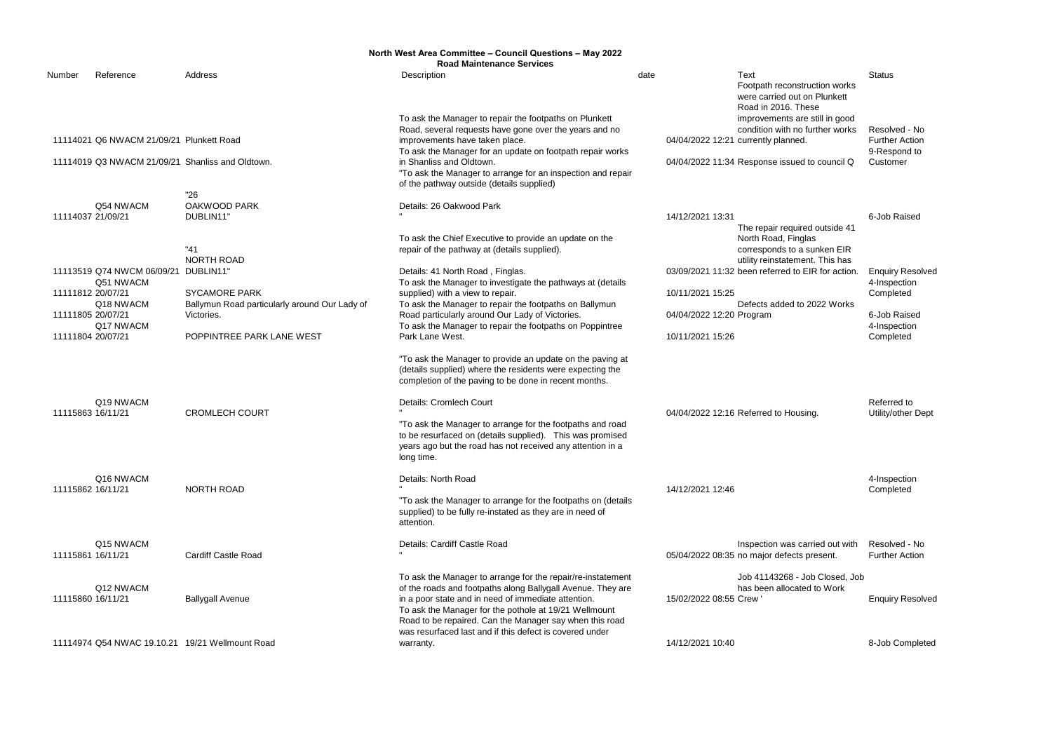# North West Area Committee – Council Questions – May 2022

## Road Maintenance Services

| Number | Reference | Address | Description | date | Text | Status |
|---|---|---|---|---|---|---|
| 11114021 | Q6 NWACM 21/09/21 | Plunkett Road | To ask the Manager to repair the footpaths on Plunkett Road, several requests have gone over the years and no improvements have taken place. | 04/04/2022 12:21 | Footpath reconstruction works were carried out on Plunkett Road in 2016. These improvements are still in good condition with no further works currently planned. | Resolved - No Further Action |
| 11114019 | Q3 NWACM 21/09/21 | Shanliss and Oldtown. | To ask the Manager for an update on footpath repair works in Shanliss and Oldtown. | 04/04/2022 11:34 | Response issued to council Q | 9-Respond to Customer |
| 11114037 | Q54 NWACM 21/09/21 | "26 OAKWOOD PARK DUBLIN11" | "To ask the Manager to arrange for an inspection and repair of the pathway outside (details supplied) Details: 26 Oakwood Park " | 14/12/2021 13:31 | | 6-Job Raised |
| 11113519 | Q74 NWCM 06/09/21 | "41 NORTH ROAD DUBLIN11" | To ask the Chief Executive to provide an update on the repair of the pathway at (details supplied). Details: 41 North Road , Finglas. | 03/09/2021 11:32 | The repair required outside 41 North Road, Finglas corresponds to a sunken EIR utility reinstatement. This has been referred to EIR for action. | Enquiry Resolved |
| 11111812 | Q51 NWACM 20/07/21 | SYCAMORE PARK | To ask the Manager to investigate the pathways at (details supplied) with a view to repair. | 10/11/2021 15:25 | | 4-Inspection Completed |
| 11111805 | Q18 NWACM 20/07/21 | Ballymun Road particularly around Our Lady of Victories. | To ask the Manager to repair the footpaths on Ballymun Road particularly around Our Lady of Victories. | 04/04/2022 12:20 | Defects added to 2022 Works Program | 6-Job Raised |
| 11111804 | Q17 NWACM 20/07/21 | POPPINTREE PARK LANE WEST | To ask the Manager to repair the footpaths on Poppintree Park Lane West. | 10/11/2021 15:26 | | 4-Inspection Completed |
| 11115863 | Q19 NWACM 16/11/21 | CROMLECH COURT | "To ask the Manager to provide an update on the paving at (details supplied) where the residents were expecting the completion of the paving to be done in recent months. Details: Cromlech Court " | 04/04/2022 12:16 | Referred to Housing. | Referred to Utility/other Dept |
| 11115862 | Q16 NWACM 16/11/21 | NORTH ROAD | "To ask the Manager to arrange for the footpaths and road to be resurfaced on (details supplied). This was promised years ago but the road has not received any attention in a long time. Details: North Road " | 14/12/2021 12:46 | | 4-Inspection Completed |
| 11115861 | Q15 NWACM 16/11/21 | Cardiff Castle Road | "To ask the Manager to arrange for the footpaths on (details supplied) to be fully re-instated as they are in need of attention. Details: Cardiff Castle Road " | 05/04/2022 08:35 | Inspection was carried out with no major defects present. | Resolved - No Further Action |
| 11115860 | Q12 NWACM 16/11/21 | Ballygall Avenue | To ask the Manager to arrange for the repair/re-instatement of the roads and footpaths along Ballygall Avenue. They are in a poor state and in need of immediate attention. | 15/02/2022 08:55 | Job 41143268 - Job Closed, Job has been allocated to Work Crew ' | Enquiry Resolved |
| 11114974 | Q54 NWAC 19.10.21 | 19/21 Wellmount Road | To ask the Manager for the pothole at 19/21 Wellmount Road to be repaired. Can the Manager say when this road was resurfaced last and if this defect is covered under warranty. | 14/12/2021 10:40 | | 8-Job Completed |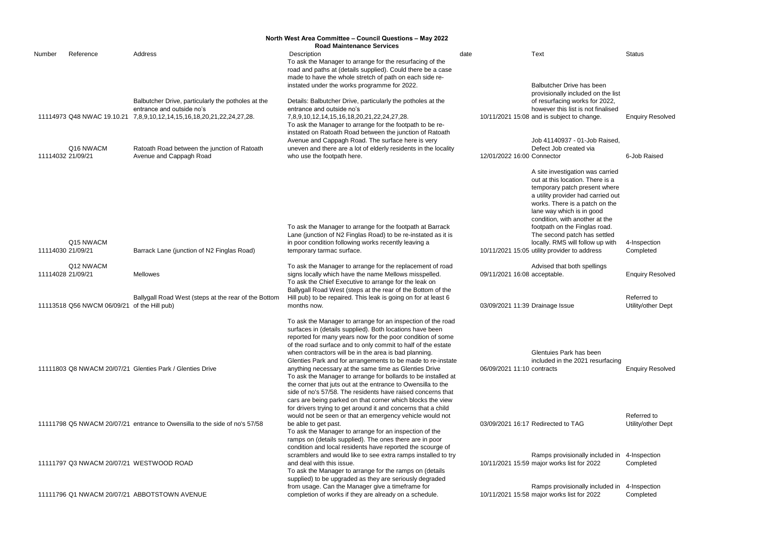# North West Area Committee – Council Questions – May 2022

## Road Maintenance Services

| Number | Reference | Address | Description | date | Text | Status |
|---|---|---|---|---|---|---|
| 11114973 | Q48 NWAC 19.10.21 | Balbutcher Drive, particularly the potholes at the entrance and outside no's 7,8,9,10,12,14,15,16,18,20,21,22,24,27,28. | To ask the Manager to arrange for the resurfacing of the road and paths at (details supplied). Could there be a case made to have the whole stretch of path on each side re-instated under the works programme for 2022. Details: Balbutcher Drive, particularly the potholes at the entrance and outside no's 7,8,9,10,12,14,15,16,18,20,21,22,24,27,28. | 10/11/2021 15:08 | Balbutcher Drive has been provisionally included on the list of resurfacing works for 2022, however this list is not finalised and is subject to change. | Enquiry Resolved |
| 11114032 | Q16 NWACM 21/09/21 | Ratoath Road between the junction of Ratoath Avenue and Cappagh Road | To ask the Manager to arrange for the footpath to be re-instated on Ratoath Road between the junction of Ratoath Avenue and Cappagh Road. The surface here is very uneven and there are a lot of elderly residents in the locality who use the footpath here. | 12/01/2022 16:00 | Job 41140937 - 01-Job Raised, Defect Job created via Connector | 6-Job Raised |
| 11114030 | Q15 NWACM 21/09/21 | Barrack Lane (junction of N2 Finglas Road) | To ask the Manager to arrange for the footpath at Barrack Lane (junction of N2 Finglas Road) to be re-instated as it is in poor condition following works recently leaving a temporary tarmac surface. | 10/11/2021 15:05 | A site investigation was carried out at this location. There is a temporary patch present where a utility provider had carried out works. There is a patch on the lane way which is in good condition, with another at the footpath on the Finglas road. The second patch has settled locally. RMS will follow up with utility provider to address | 4-Inspection Completed |
| 11114028 | Q12 NWACM 21/09/21 | Mellowes | To ask the Manager to arrange for the replacement of road signs locally which have the name Mellows misspelled. | 09/11/2021 16:08 | Advised that both spellings acceptable. | Enquiry Resolved |
| 11113518 | Q56 NWCM 06/09/21 | Ballygall Road West (steps at the rear of the Bottom of the Hill pub) | To ask the Chief Executive to arrange for the leak on Ballygall Road West (steps at the rear of the Bottom of the Hill pub) to be repaired. This leak is going on for at least 6 months now. | 03/09/2021 11:39 | Drainage Issue | Referred to Utility/other Dept |
| 11111803 | Q8 NWACM 20/07/21 | Glenties Park / Glenties Drive | To ask the Manager to arrange for an inspection of the road surfaces in (details supplied). Both locations have been reported for many years now for the poor condition of some of the road surface and to only commit to half of the estate when contractors will be in the area is bad planning. Glenties Park and for arrangements to be made to re-instate anything necessary at the same time as Glenties Drive | 06/09/2021 11:10 | Glentuies Park has been included in the 2021 resurfacing contracts | Enquiry Resolved |
| 11111798 | Q5 NWACM 20/07/21 | entrance to Owensilla to the side of no's 57/58 | To ask the Manager to arrange for bollards to be installed at the corner that juts out at the entrance to Owensilla to the side of no's 57/58. The residents have raised concerns that cars are being parked on that corner which blocks the view for drivers trying to get around it and concerns that a child would not be seen or that an emergency vehicle would not be able to get past. | 03/09/2021 16:17 | Redirected to TAG | Referred to Utility/other Dept |
| 11111797 | Q3 NWACM 20/07/21 | WESTWOOD ROAD | To ask the Manager to arrange for an inspection of the ramps on (details supplied). The ones there are in poor condition and local residents have reported the scourge of scramblers and would like to see extra ramps installed to try and deal with this issue. | 10/11/2021 15:59 | Ramps provisionally included in major works list for 2022 | 4-Inspection Completed |
| 11111796 | Q1 NWACM 20/07/21 | ABBOTSTOWN AVENUE | To ask the Manager to arrange for the ramps on (details supplied) to be upgraded as they are seriously degraded from usage. Can the Manager give a timeframe for completion of works if they are already on a schedule. | 10/11/2021 15:58 | Ramps provisionally included in major works list for 2022 | 4-Inspection Completed |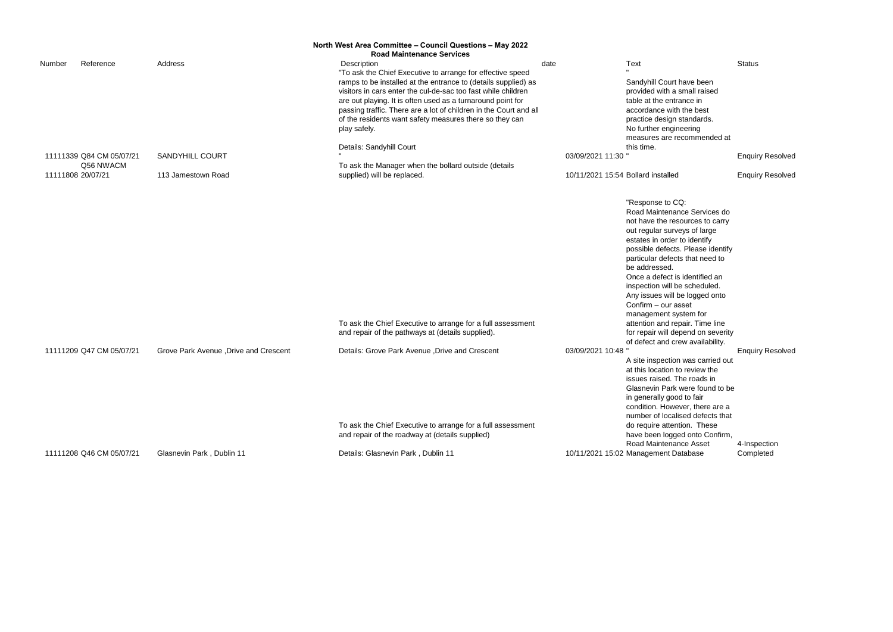# North West Area Committee – Council Questions – May 2022

## Road Maintenance Services

| Number | Reference | Address | Description | date | Text | Status |
|---|---|---|---|---|---|---|
| 11111339 | Q84 CM 05/07/21 | SANDYHILL COURT | "To ask the Chief Executive to arrange for effective speed ramps to be installed at the entrance to (details supplied) as visitors in cars enter the cul-de-sac too fast while children are out playing. It is often used as a turnaround point for passing traffic. There are a lot of children in the Court and all of the residents want safety measures there so they can play safely. Details: Sandyhill Court " | 03/09/2021 11:30 | " Sandyhill Court have been provided with a small raised table at the entrance in accordance with the best practice design standards. No further engineering measures are recommended at this time. " | Enquiry Resolved |
| 11111808 | Q56 NWACM 20/07/21 | 113 Jamestown Road | To ask the Manager when the bollard outside (details supplied) will be replaced. | 10/11/2021 15:54 | Bollard installed | Enquiry Resolved |
| 11111209 | Q47 CM 05/07/21 | Grove Park Avenue ,Drive and Crescent | To ask the Chief Executive to arrange for a full assessment and repair of the pathways at (details supplied). Details: Grove Park Avenue ,Drive and Crescent | 03/09/2021 10:48 | "Response to CQ: Road Maintenance Services do not have the resources to carry out regular surveys of large estates in order to identify possible defects. Please identify particular defects that need to be addressed. Once a defect is identified an inspection will be scheduled. Any issues will be logged onto Confirm – our asset management system for attention and repair. Time line for repair will depend on severity of defect and crew availability. " | Enquiry Resolved |
| 11111208 | Q46 CM 05/07/21 | Glasnevin Park , Dublin 11 | To ask the Chief Executive to arrange for a full assessment and repair of the roadway at (details supplied) Details: Glasnevin Park , Dublin 11 | 10/11/2021 15:02 | A site inspection was carried out at this location to review the issues raised. The roads in Glasnevin Park were found to be in generally good to fair condition. However, there are a number of localised defects that do require attention. These have been logged onto Confirm, Road Maintenance Asset Management Database | 4-Inspection Completed |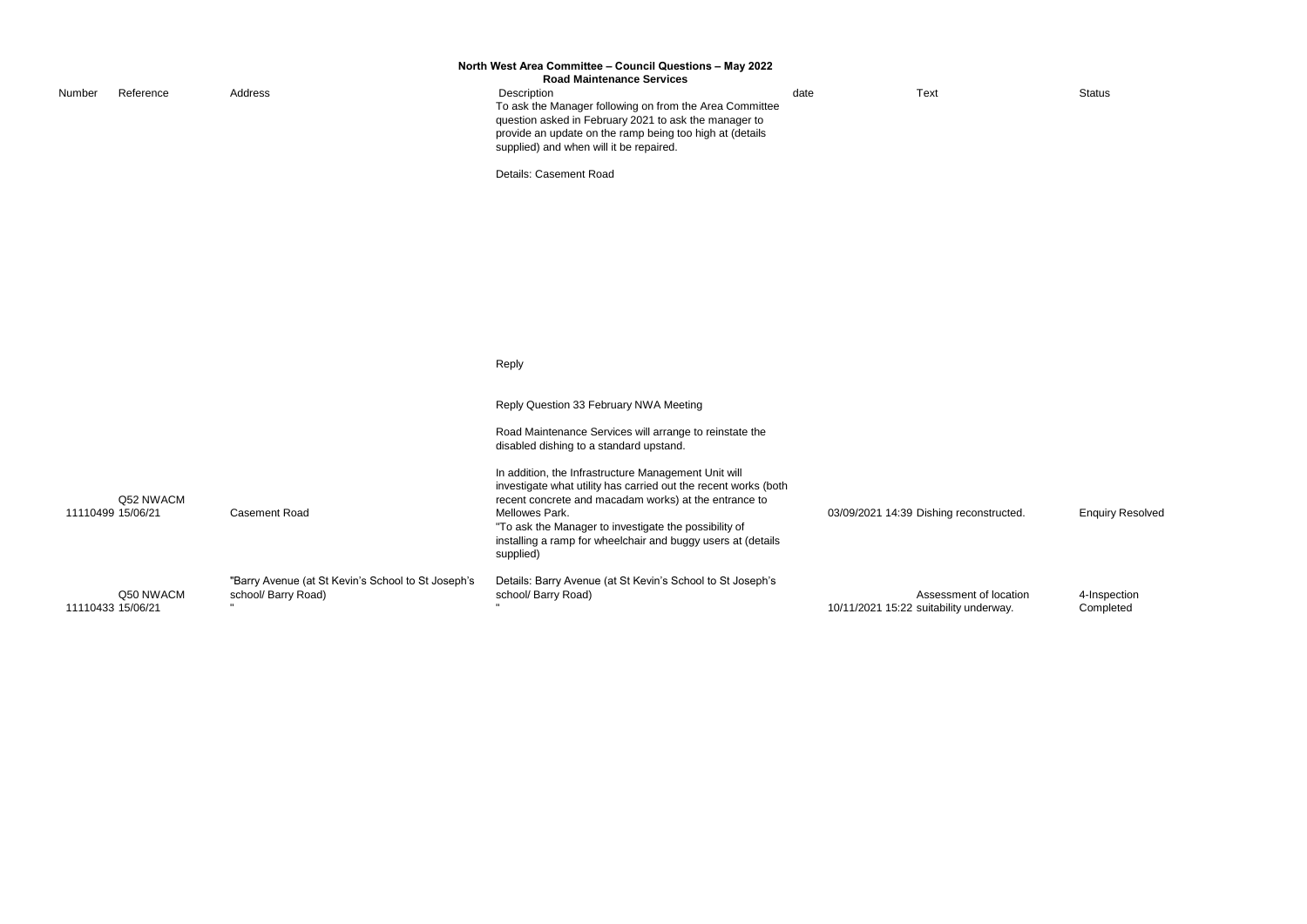# North West Area Committee – Council Questions – May 2022

## Road Maintenance Services

| Number | Reference | Address | Description | date | Text | Status |
|---|---|---|---|---|---|---|
| 11110499 | Q52 NWACM 15/06/21 | Casement Road | To ask the Manager following on from the Area Committee question asked in February 2021 to ask the manager to provide an update on the ramp being too high at (details supplied) and when will it be repaired.<br><br>Details: Casement Road<br><br>Reply<br><br>Reply Question 33 February NWA Meeting<br><br>Road Maintenance Services will arrange to reinstate the disabled dishing to a standard upstand.<br><br>In addition, the Infrastructure Management Unit will investigate what utility has carried out the recent works (both recent concrete and macadam works) at the entrance to Mellowes Park. | 03/09/2021 14:39 | Dishing reconstructed. | Enquiry Resolved |
| 11110433 | Q50 NWACM 15/06/21 | "Barry Avenue (at St Kevin's School to St Joseph's school/ Barry Road)<br>" | "To ask the Manager to investigate the possibility of installing a ramp for wheelchair and buggy users at (details supplied)<br><br>Details: Barry Avenue (at St Kevin's School to St Joseph's school/ Barry Road)<br>" | 10/11/2021 15:22 | Assessment of location suitability underway. | 4-Inspection Completed |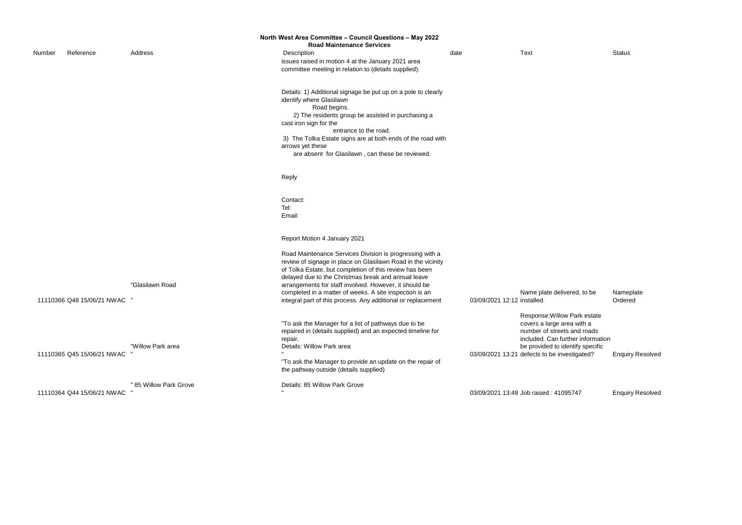**North West Area Committee – Council Questions – May 2022**
**Road Maintenance Services**

| Number | Reference | Address | Description | date | Text | Status |
|---|---|---|---|---|---|---|
| 11110366 | Q48 15/06/21 NWAC | "Glasilawn Road " | issues raised in motion 4 at the January 2021 area committee meeting in relation to (details supplied). Details: 1) Additional signage be put up on a pole to clearly identify where Glasilawn Road begins. 2) The residents group be assisted in purchasing a cast iron sign for the entrance to the road. 3) The Tolka Estate signs are at both ends of the road with arrows yet these are absent for Glasilawn , can these be reviewed. Reply Contact: Tel: Email: Report Motion 4 January 2021 Road Maintenance Services Division is progressing with a review of signage in place on Glasilawn Road in the vicinity of Tolka Estate, but completion of this review has been delayed due to the Christmas break and annual leave arrangements for staff involved. However, it should be completed in a matter of weeks. A site inspection is an integral part of this process. Any additional or replacement | 03/09/2021 12:12 | Name plate delivered, to be installed. | Nameplate Ordered |
| 11110365 | Q45 15/06/21 NWAC | "Willow Park area " | "To ask the Manager for a list of pathways due to be repaired in (details supplied) and an expected timeline for repair. Details: Willow Park area " | 03/09/2021 13:21 | Response:Willow Park estate covers a large area with a number of streets and roads included. Can further information be provided to identify specific defects to be investigated? | Enquiry Resolved |
| 11110364 | Q44 15/06/21 NWAC | " 85 Willow Park Grove " | "To ask the Manager to provide an update on the repair of the pathway outside (details supplied) Details: 85 Willow Park Grove " | 03/09/2021 13:49 | Job raised : 41095747 | Enquiry Resolved |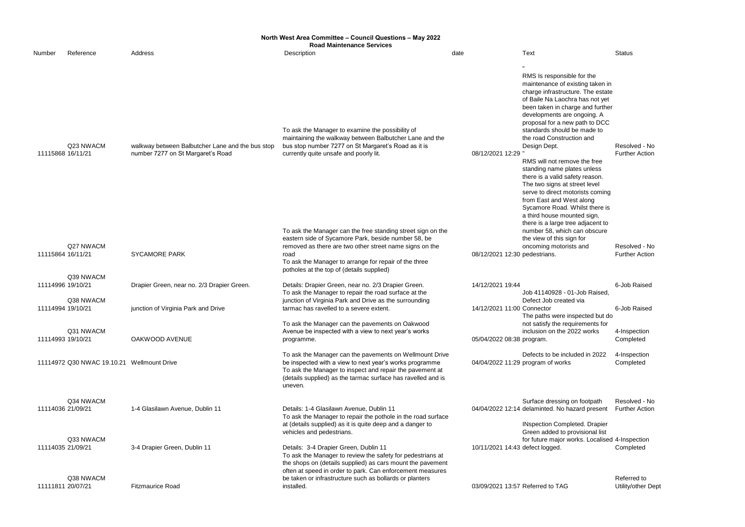**North West Area Committee – Council Questions – May 2022**
**Road Maintenance Services**

| Number | Reference | Address | Description | date | Text | Status |
|---|---|---|---|---|---|---|
| 11115868 | Q23 NWACM 16/11/21 | walkway between Balbutcher Lane and the bus stop number 7277 on St Margaret's Road | To ask the Manager to examine the possibility of maintaining the walkway between Balbutcher Lane and the bus stop number 7277 on St Margaret's Road as it is currently quite unsafe and poorly lit. | 08/12/2021 12:29 | " RMS Is responsible for the maintenance of existing taken in charge infrastructure. The estate of Baile Na Laochra has not yet been taken in charge and further developments are ongoing. A proposal for a new path to DCC standards should be made to the road Construction and Design Dept. | Resolved - No Further Action |
| 11115864 | Q27 NWACM 16/11/21 | SYCAMORE PARK | To ask the Manager can the free standing street sign on the eastern side of Sycamore Park, beside number 58, be removed as there are two other street name signs on the road | 08/12/2021 12:30 | " RMS will not remove the free standing name plates unless there is a valid safety reason. The two signs at street level serve to direct motorists coming from East and West along Sycamore Road. Whilst there is a third house mounted sign, there is a large tree adjacent to number 58, which can obscure the view of this sign for oncoming motorists and pedestrians. | Resolved - No Further Action |
| 11114996 | Q39 NWACM 19/10/21 | Drapier Green, near no. 2/3 Drapier Green. | To ask the Manager to arrange for repair of the three potholes at the top of (details supplied) Details: Drapier Green, near no. 2/3 Drapier Green. | 14/12/2021 19:44 | | 6-Job Raised |
| 11114994 | Q38 NWACM 19/10/21 | junction of Virginia Park and Drive | To ask the Manager to repair the road surface at the junction of Virginia Park and Drive as the surrounding tarmac has ravelled to a severe extent. | 14/12/2021 11:00 | Job 41140928 - 01-Job Raised, Defect Job created via Connector | 6-Job Raised |
| 11114993 | Q31 NWACM 19/10/21 | OAKWOOD AVENUE | To ask the Manager can the pavements on Oakwood Avenue be inspected with a view to next year's works programme. | 05/04/2022 08:38 | The paths were inspected but do not satisfy the requirements for inclusion on the 2022 works program. | 4-Inspection Completed |
| 11114972 | Q30 NWAC 19.10.21 | Wellmount Drive | To ask the Manager can the pavements on Wellmount Drive be inspected with a view to next year's works programme | 04/04/2022 11:29 | Defects to be included in 2022 program of works | 4-Inspection Completed |
| 11114036 | Q34 NWACM 21/09/21 | 1-4 Glasilawn Avenue, Dublin 11 | To ask the Manager to inspect and repair the pavement at (details supplied) as the tarmac surface has ravelled and is uneven. Details: 1-4 Glasilawn Avenue, Dublin 11 | 04/04/2022 12:14 | Surface dressing on footpath delaminted. No hazard present | Resolved - No Further Action |
| 11114035 | Q33 NWACM 21/09/21 | 3-4 Drapier Green, Dublin 11 | To ask the Manager to repair the pothole in the road surface at (details supplied) as it is quite deep and a danger to vehicles and pedestrians. Details: 3-4 Drapier Green, Dublin 11 | 10/11/2021 14:43 | INspection Completed. Drapier Green added to provisional list for future major works. Localised defect logged. | 4-Inspection Completed |
| 11111811 | Q38 NWACM 20/07/21 | Fitzmaurice Road | To ask the Manager to review the safety for pedestrians at the shops on (details supplied) as cars mount the pavement often at speed in order to park. Can enforcement measures be taken or infrastructure such as bollards or planters installed. | 03/09/2021 13:57 | Referred to TAG | Referred to Utility/other Dept |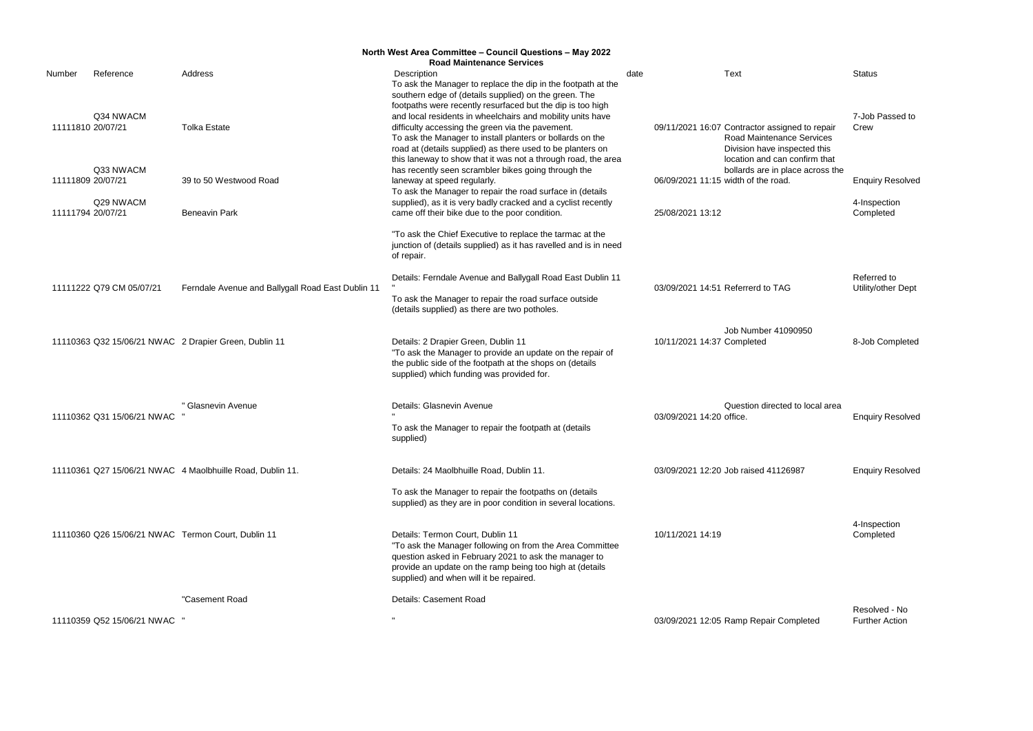**North West Area Committee – Council Questions – May 2022**
**Road Maintenance Services**

| Number | Reference | Address | Description | date | Text | Status |
|---|---|---|---|---|---|---|
| 11111810 | Q34 NWACM 20/07/21 | Tolka Estate | To ask the Manager to replace the dip in the footpath at the southern edge of (details supplied) on the green. The footpaths were recently resurfaced but the dip is too high and local residents in wheelchairs and mobility units have difficulty accessing the green via the pavement. | 09/11/2021 16:07 | Contractor assigned to repair | 7-Job Passed to Crew |
| 11111809 | Q33 NWACM 20/07/21 | 39 to 50 Westwood Road | To ask the Manager to install planters or bollards on the road at (details supplied) as there used to be planters on this laneway to show that it was not a through road, the area has recently seen scrambler bikes going through the laneway at speed regularly. | 06/09/2021 11:15 | Road Maintenance Services Division have inspected this location and can confirm that bollards are in place across the width of the road. | Enquiry Resolved |
| 11111794 | Q29 NWACM 20/07/21 | Beneavin Park | To ask the Manager to repair the road surface in (details supplied), as it is very badly cracked and a cyclist recently came off their bike due to the poor condition. | 25/08/2021 13:12 | | 4-Inspection Completed |
| 11111222 | Q79 CM 05/07/21 | Ferndale Avenue and Ballygall Road East Dublin 11 | "To ask the Chief Executive to replace the tarmac at the junction of (details supplied) as it has ravelled and is in need of repair.<br><br>Details: Ferndale Avenue and Ballygall Road East Dublin 11 " | 03/09/2021 14:51 | Referrerd to TAG | Referred to Utility/other Dept |
| 11110363 | Q32 15/06/21 NWAC | 2 Drapier Green, Dublin 11 | To ask the Manager to repair the road surface outside (details supplied) as there are two potholes.<br><br>Details: 2 Drapier Green, Dublin 11 | 10/11/2021 14:37 | Job Number 41090950 Completed | 8-Job Completed |
| 11110362 | Q31 15/06/21 NWAC | " Glasnevin Avenue " | "To ask the Manager to provide an update on the repair of the public side of the footpath at the shops on (details supplied) which funding was provided for.<br><br>Details: Glasnevin Avenue " | 03/09/2021 14:20 | Question directed to local area office. | Enquiry Resolved |
| 11110361 | Q27 15/06/21 NWAC | 4 Maolbhuille Road, Dublin 11. | To ask the Manager to repair the footpath at (details supplied)<br><br>Details: 24 Maolbhuille Road, Dublin 11. | 03/09/2021 12:20 | Job raised 41126987 | Enquiry Resolved |
| 11110360 | Q26 15/06/21 NWAC | Termon Court, Dublin 11 | To ask the Manager to repair the footpaths on (details supplied) as they are in poor condition in several locations.<br><br>Details: Termon Court, Dublin 11 | 10/11/2021 14:19 | | 4-Inspection Completed |
| 11110359 | Q52 15/06/21 NWAC | "Casement Road " | "To ask the Manager following on from the Area Committee question asked in February 2021 to ask the manager to provide an update on the ramp being too high at (details supplied) and when will it be repaired.<br><br>Details: Casement Road " | 03/09/2021 12:05 | Ramp Repair Completed | Resolved - No Further Action |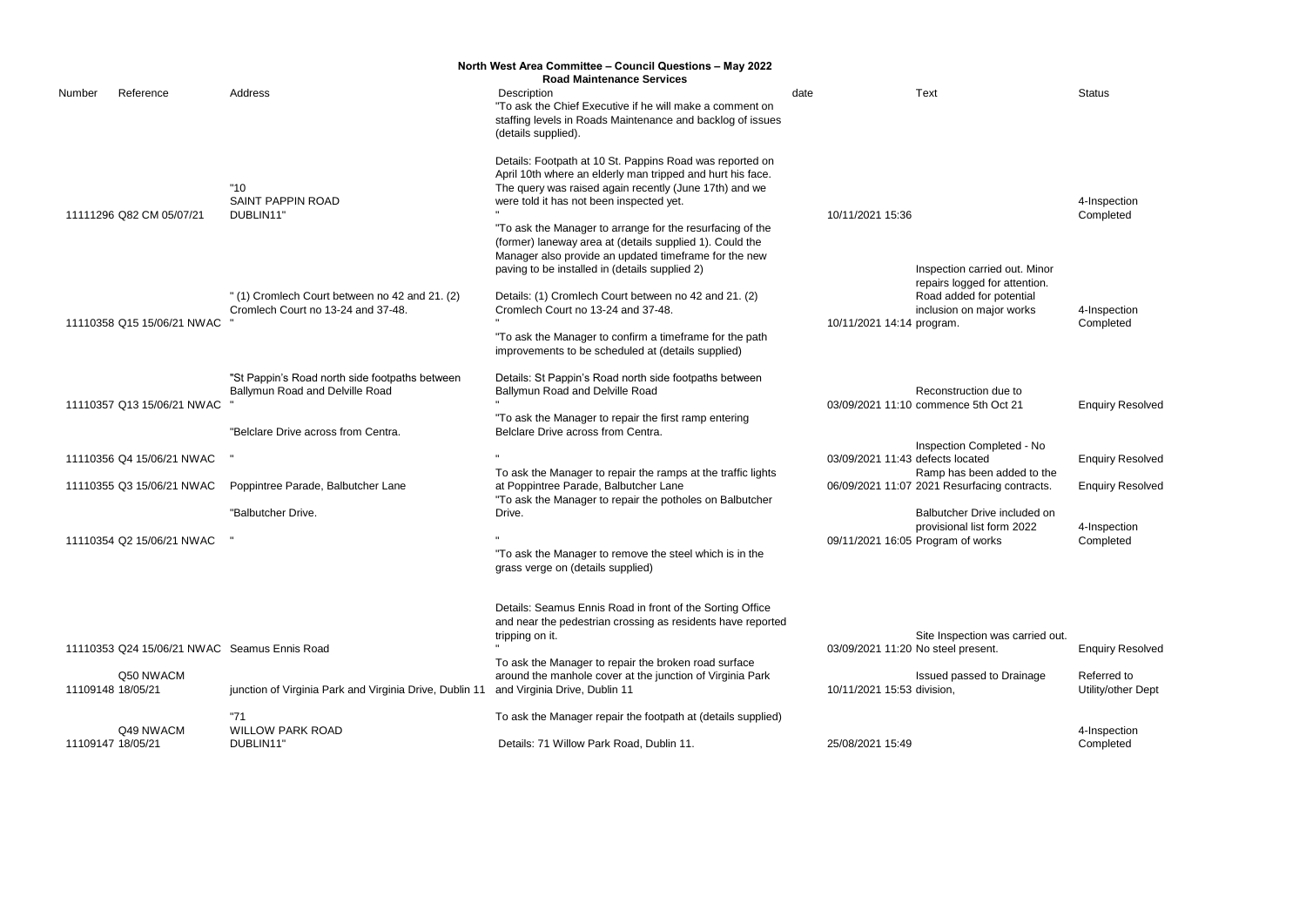# North West Area Committee – Council Questions – May 2022

## Road Maintenance Services

| Number | Reference | Address | Description | date | Text | Status |
|---|---|---|---|---|---|---|
| 11111296 | Q82 CM 05/07/21 | "10 SAINT PAPPIN ROAD DUBLIN11" | "To ask the Chief Executive if he will make a comment on staffing levels in Roads Maintenance and backlog of issues (details supplied). Details: Footpath at 10 St. Pappins Road was reported on April 10th where an elderly man tripped and hurt his face. The query was raised again recently (June 17th) and we were told it has not been inspected yet. " | 10/11/2021 15:36 | | 4-Inspection Completed |
| 11110358 | Q15 15/06/21 NWAC | " (1) Cromlech Court between no 42 and 21. (2) Cromlech Court no 13-24 and 37-48. " | "To ask the Manager to arrange for the resurfacing of the (former) laneway area at (details supplied 1). Could the Manager also provide an updated timeframe for the new paving to be installed in (details supplied 2) Details: (1) Cromlech Court between no 42 and 21. (2) Cromlech Court no 13-24 and 37-48. " | 10/11/2021 14:14 | Inspection carried out. Minor repairs logged for attention. Road added for potential inclusion on major works program. | 4-Inspection Completed |
| 11110357 | Q13 15/06/21 NWAC | "St Pappin's Road north side footpaths between Ballymun Road and Delville Road " | "To ask the Manager to confirm a timeframe for the path improvements to be scheduled at (details supplied) Details: St Pappin's Road north side footpaths between Ballymun Road and Delville Road " | 03/09/2021 11:10 | Reconstruction due to commence 5th Oct 21 | Enquiry Resolved |
| 11110356 | Q4 15/06/21 NWAC | "Belclare Drive across from Centra. " | "To ask the Manager to repair the first ramp entering Belclare Drive across from Centra. " | 03/09/2021 11:43 | Inspection Completed - No defects located | Enquiry Resolved |
| 11110355 | Q3 15/06/21 NWAC | Poppintree Parade, Balbutcher Lane | To ask the Manager to repair the ramps at the traffic lights at Poppintree Parade, Balbutcher Lane | 06/09/2021 11:07 | Ramp has been added to the 2021 Resurfacing contracts. | Enquiry Resolved |
| 11110354 | Q2 15/06/21 NWAC | "Balbutcher Drive. " | "To ask the Manager to repair the potholes on Balbutcher Drive. " | 09/11/2021 16:05 | Balbutcher Drive included on provisional list form 2022 Program of works | 4-Inspection Completed |
| 11110353 | Q24 15/06/21 NWAC | Seamus Ennis Road | "To ask the Manager to remove the steel which is in the grass verge on (details supplied) Details: Seamus Ennis Road in front of the Sorting Office and near the pedestrian crossing as residents have reported tripping on it. " | 03/09/2021 11:20 | Site Inspection was carried out. No steel present. | Enquiry Resolved |
| 11109148 | Q50 NWACM 18/05/21 | junction of Virginia Park and Virginia Drive, Dublin 11 | To ask the Manager to repair the broken road surface around the manhole cover at the junction of Virginia Park and Virginia Drive, Dublin 11 | 10/11/2021 15:53 | Issued passed to Drainage division, | Referred to Utility/other Dept |
| 11109147 | Q49 NWACM 18/05/21 | "71 WILLOW PARK ROAD DUBLIN11" | To ask the Manager repair the footpath at (details supplied) Details: 71 Willow Park Road, Dublin 11. | 25/08/2021 15:49 | | 4-Inspection Completed |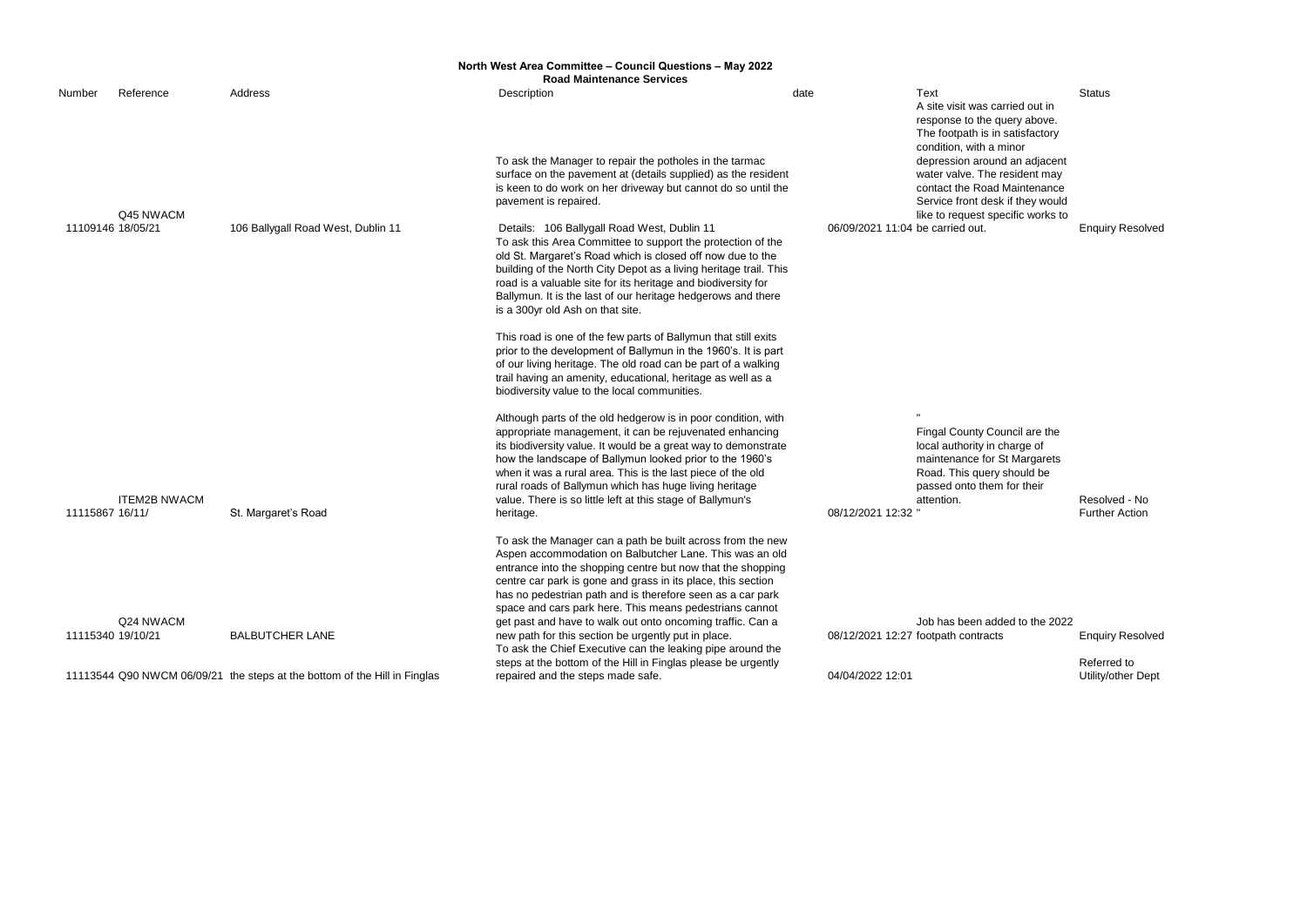**North West Area Committee – Council Questions – May 2022**
**Road Maintenance Services**

| Number | Reference | Address | Description | date | Text | Status |
|---|---|---|---|---|---|---|
| 11109146 | Q45 NWACM 18/05/21 | 106 Ballygall Road West, Dublin 11 | To ask the Manager to repair the potholes in the tarmac surface on the pavement at (details supplied) as the resident is keen to do work on her driveway but cannot do so until the pavement is repaired.<br><br>Details: 106 Ballygall Road West, Dublin 11 | 06/09/2021 11:04 | A site visit was carried out in response to the query above. The footpath is in satisfactory condition, with a minor depression around an adjacent water valve. The resident may contact the Road Maintenance Service front desk if they would like to request specific works to be carried out. | Enquiry Resolved |
| 11115867 | ITEM2B NWACM 16/11/ | St. Margaret's Road | To ask this Area Committee to support the protection of the old St. Margaret's Road which is closed off now due to the building of the North City Depot as a living heritage trail. This road is a valuable site for its heritage and biodiversity for Ballymun. It is the last of our heritage hedgerows and there is a 300yr old Ash on that site.<br><br>This road is one of the few parts of Ballymun that still exits prior to the development of Ballymun in the 1960's. It is part of our living heritage. The old road can be part of a walking trail having an amenity, educational, heritage as well as a biodiversity value to the local communities.<br><br>Although parts of the old hedgerow is in poor condition, with appropriate management, it can be rejuvenated enhancing its biodiversity value. It would be a great way to demonstrate how the landscape of Ballymun looked prior to the 1960's when it was a rural area. This is the last piece of the old rural roads of Ballymun which has huge living heritage value. There is so little left at this stage of Ballymun's heritage. | 08/12/2021 12:32 | "<br>Fingal County Council are the local authority in charge of maintenance for St Margarets Road. This query should be passed onto them for their attention.<br>" | Resolved - No Further Action |
| 11115340 | Q24 NWACM 19/10/21 | BALBUTCHER LANE | To ask the Manager can a path be built across from the new Aspen accommodation on Balbutcher Lane. This was an old entrance into the shopping centre but now that the shopping centre car park is gone and grass in its place, this section has no pedestrian path and is therefore seen as a car park space and cars park here. This means pedestrians cannot get past and have to walk out onto oncoming traffic. Can a new path for this section be urgently put in place. | 08/12/2021 12:27 | Job has been added to the 2022 footpath contracts | Enquiry Resolved |
| 11113544 | Q90 NWCM 06/09/21 | the steps at the bottom of the Hill in Finglas | To ask the Chief Executive can the leaking pipe around the steps at the bottom of the Hill in Finglas please be urgently repaired and the steps made safe. | 04/04/2022 12:01 | | Referred to Utility/other Dept |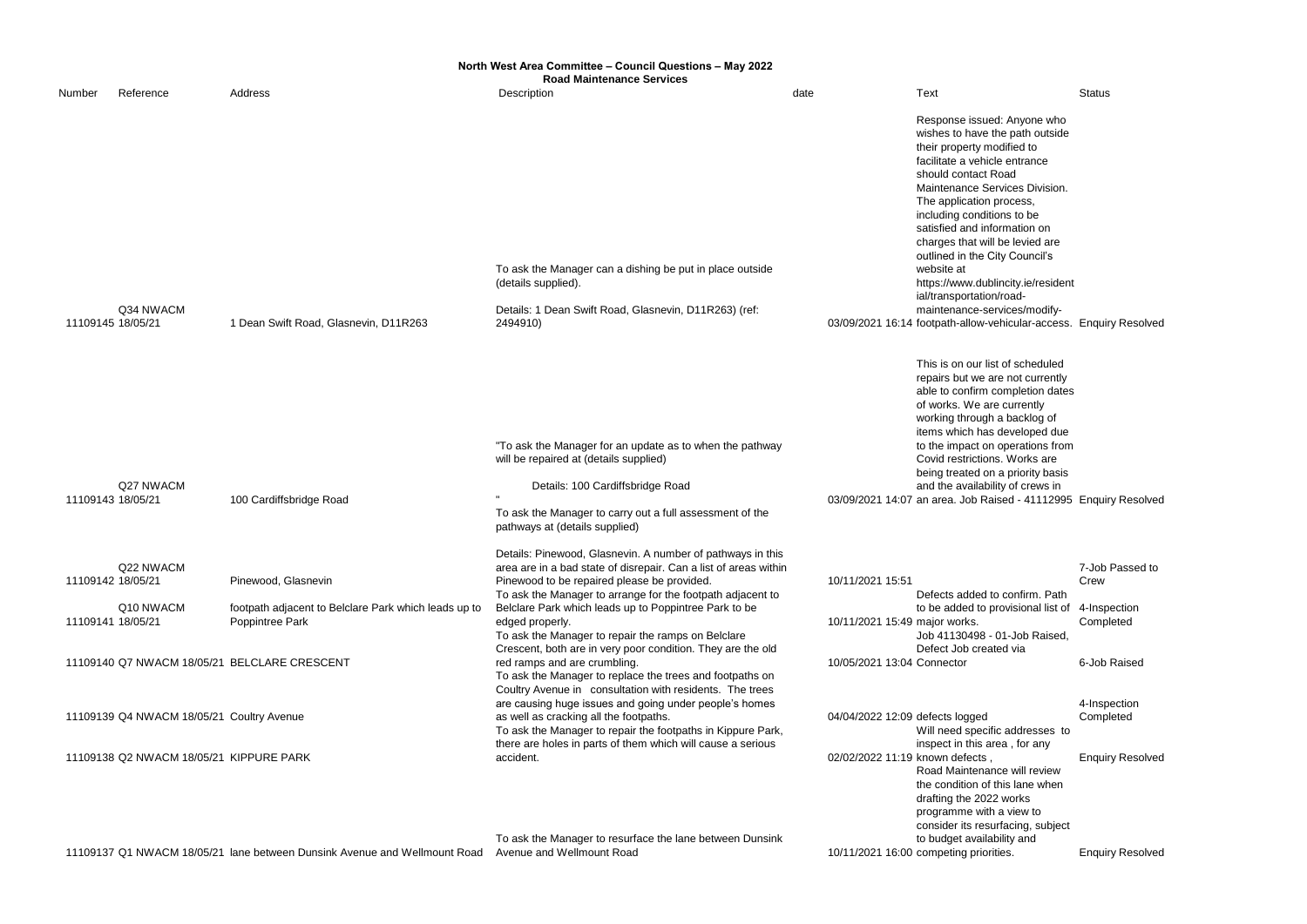**North West Area Committee – Council Questions – May 2022**
**Road Maintenance Services**

| Number | Reference | Address | Description | date | Text | Status |
|---|---|---|---|---|---|---|
| 11109145 | Q34 NWACM 18/05/21 | 1 Dean Swift Road, Glasnevin, D11R263 | To ask the Manager can a dishing be put in place outside (details supplied). Details: 1 Dean Swift Road, Glasnevin, D11R263) (ref: 2494910) | 03/09/2021 16:14 | Response issued: Anyone who wishes to have the path outside their property modified to facilitate a vehicle entrance should contact Road Maintenance Services Division. The application process, including conditions to be satisfied and information on charges that will be levied are outlined in the City Council's website at https://www.dublincity.ie/residential/transportation/road-maintenance-services/modify-footpath-allow-vehicular-access. | Enquiry Resolved |
| 11109143 | Q27 NWACM 18/05/21 | 100 Cardiffsbridge Road | "To ask the Manager for an update as to when the pathway will be repaired at (details supplied) Details: 100 Cardiffsbridge Road " | 03/09/2021 14:07 | This is on our list of scheduled repairs but we are not currently able to confirm completion dates of works. We are currently working through a backlog of items which has developed due to the impact on operations from Covid restrictions. Works are being treated on a priority basis and the availability of crews in an area. Job Raised - 41112995 | Enquiry Resolved |
| 11109142 | Q22 NWACM 18/05/21 | Pinewood, Glasnevin | To ask the Manager to carry out a full assessment of the pathways at (details supplied) Details: Pinewood, Glasnevin. A number of pathways in this area are in a bad state of disrepair. Can a list of areas within Pinewood to be repaired please be provided. | 10/11/2021 15:51 | | 7-Job Passed to Crew |
| 11109141 | Q10 NWACM 18/05/21 | footpath adjacent to Belclare Park which leads up to Poppintree Park | To ask the Manager to arrange for the footpath adjacent to Belclare Park which leads up to Poppintree Park to be edged properly. | 10/11/2021 15:49 | Defects added to confirm. Path to be added to provisional list of major works. | 4-Inspection Completed |
| 11109140 | Q7 NWACM 18/05/21 | BELCLARE CRESCENT | To ask the Manager to repair the ramps on Belclare Crescent, both are in very poor condition. They are the old red ramps and are crumbling. | 10/05/2021 13:04 | Job 41130498 - 01-Job Raised, Defect Job created via Connector | 6-Job Raised |
| 11109139 | Q4 NWACM 18/05/21 | Coultry Avenue | To ask the Manager to replace the trees and footpaths on Coultry Avenue in consultation with residents. The trees are causing huge issues and going under people's homes as well as cracking all the footpaths. | 04/04/2022 12:09 | defects logged | 4-Inspection Completed |
| 11109138 | Q2 NWACM 18/05/21 | KIPPURE PARK | To ask the Manager to repair the footpaths in Kippure Park, there are holes in parts of them which will cause a serious accident. | 02/02/2022 11:19 | Will need specific addresses to inspect in this area , for any known defects , | Enquiry Resolved |
| 11109137 | Q1 NWACM 18/05/21 | lane between Dunsink Avenue and Wellmount Road | To ask the Manager to resurface the lane between Dunsink Avenue and Wellmount Road | 10/11/2021 16:00 | Road Maintenance will review the condition of this lane when drafting the 2022 works programme with a view to consider its resurfacing, subject to budget availability and competing priorities. | Enquiry Resolved |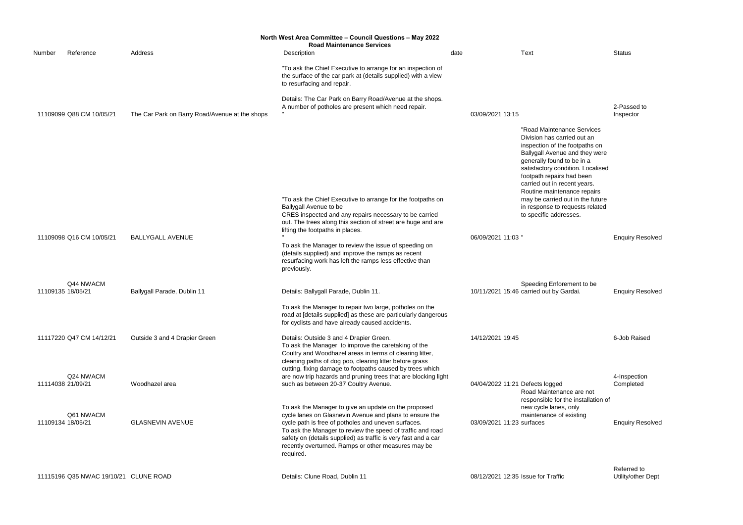**North West Area Committee – Council Questions – May 2022**
**Road Maintenance Services**

| Number | Reference | Address | Description | date | Text | Status |
|---|---|---|---|---|---|---|
| 11109099 | Q88 CM 10/05/21 | The Car Park on Barry Road/Avenue at the shops | "To ask the Chief Executive to arrange for an inspection of the surface of the car park at (details supplied) with a view to resurfacing and repair. Details: The Car Park on Barry Road/Avenue at the shops. A number of potholes are present which need repair. " | 03/09/2021 13:15 | | 2-Passed to Inspector |
| 11109098 | Q16 CM 10/05/21 | BALLYGALL AVENUE | "To ask the Chief Executive to arrange for the footpaths on Ballygall Avenue to be CRES inspected and any repairs necessary to be carried out. The trees along this section of street are huge and are lifting the footpaths in places. " | 06/09/2021 11:03 | "Road Maintenance Services Division has carried out an inspection of the footpaths on Ballygall Avenue and they were generally found to be in a satisfactory condition. Localised footpath repairs had been carried out in recent years. Routine maintenance repairs may be carried out in the future in response to requests related to specific addresses. " | Enquiry Resolved |
| 11109135 | Q44 NWACM 18/05/21 | Ballygall Parade, Dublin 11 | To ask the Manager to review the issue of speeding on (details supplied) and improve the ramps as recent resurfacing work has left the ramps less effective than previously. Details: Ballygall Parade, Dublin 11. | 10/11/2021 15:46 | Speeding Enforement to be carried out by Gardai. | Enquiry Resolved |
| 11117220 | Q47 CM 14/12/21 | Outside 3 and 4 Drapier Green | To ask the Manager to repair two large, potholes on the road at [details supplied] as these are particularly dangerous for cyclists and have already caused accidents. Details: Outside 3 and 4 Drapier Green. | 14/12/2021 19:45 | | 6-Job Raised |
| 11114038 | Q24 NWACM 21/09/21 | Woodhazel area | To ask the Manager to improve the caretaking of the Coultry and Woodhazel areas in terms of clearing litter, cleaning paths of dog poo, clearing litter before grass cutting, fixing damage to footpaths caused by trees which are now trip hazards and pruning trees that are blocking light such as between 20-37 Coultry Avenue. | 04/04/2022 11:21 | Defects logged | 4-Inspection Completed |
| 11109134 | Q61 NWACM 18/05/21 | GLASNEVIN AVENUE | To ask the Manager to give an update on the proposed cycle lanes on Glasnevin Avenue and plans to ensure the cycle path is free of potholes and uneven surfaces. | 03/09/2021 11:23 | Road Maintenance are not responsible for the installation of new cycle lanes, only maintenance of existing surfaces | Enquiry Resolved |
| 11115196 | Q35 NWAC 19/10/21 | CLUNE ROAD | To ask the Manager to review the speed of traffic and road safety on (details supplied) as traffic is very fast and a car recently overturned. Ramps or other measures may be required. Details: Clune Road, Dublin 11 | 08/12/2021 12:35 | Issue for Traffic | Referred to Utility/other Dept |